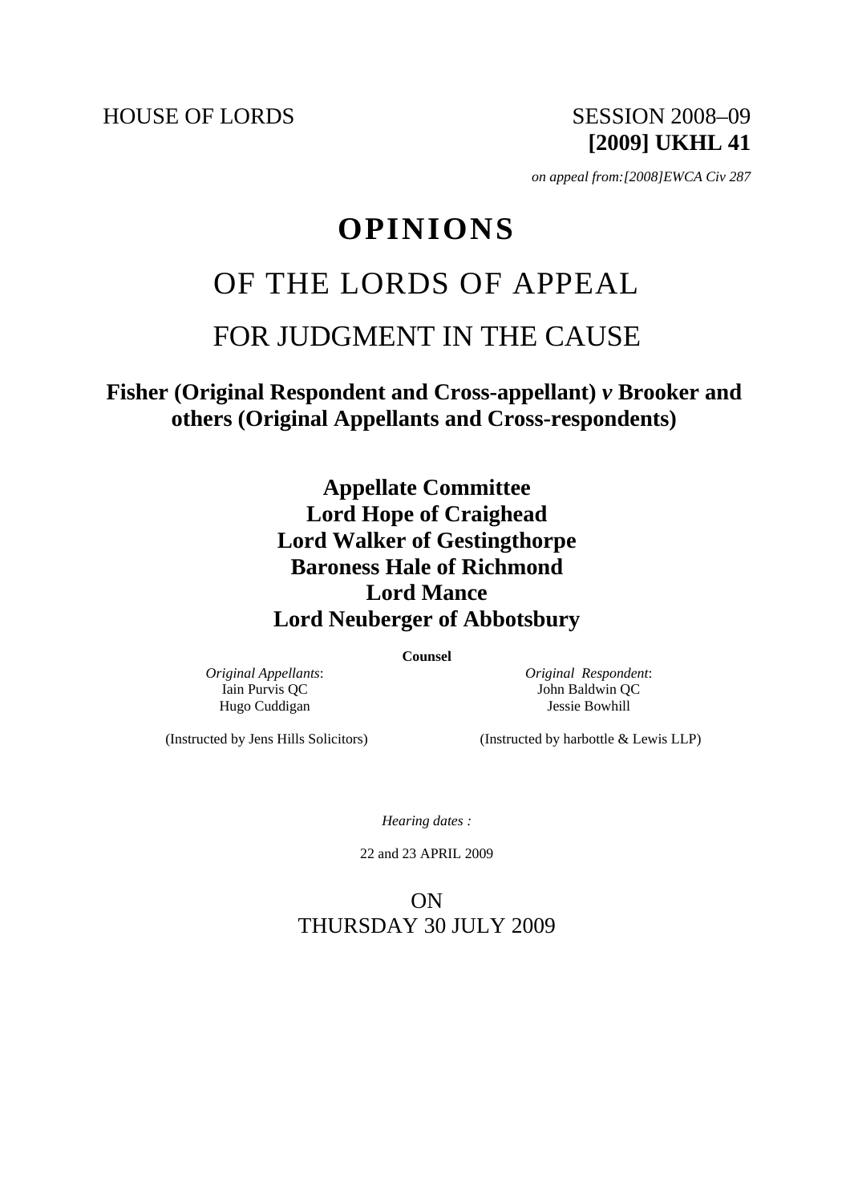HOUSE OF LORDS SESSION 2008–09

**[2009] UKHL 41**

*on appeal from:[2008]EWCA Civ 287*

# OPINIONS

## OF THE LORDS OF APPEAL

## FOR JUDGMENT IN THE CAUSE

**Fisher (Original Respondent and Cross-appellant) *v* Brooker and others (Original Appellants and Cross-respondents)**

**Appellate Committee**
**Lord Hope of Craighead**
**Lord Walker of Gestingthorpe**
**Baroness Hale of Richmond**
**Lord Mance**
**Lord Neuberger of Abbotsbury**

**Counsel**

*Original Appellants*:
Iain Purvis QC
Hugo Cuddigan

(Instructed by Jens Hills Solicitors)

*Original Respondent*:
John Baldwin QC
Jessie Bowhill

(Instructed by harbottle & Lewis LLP)

*Hearing dates :*

22 and 23 APRIL 2009

ON
THURSDAY 30 JULY 2009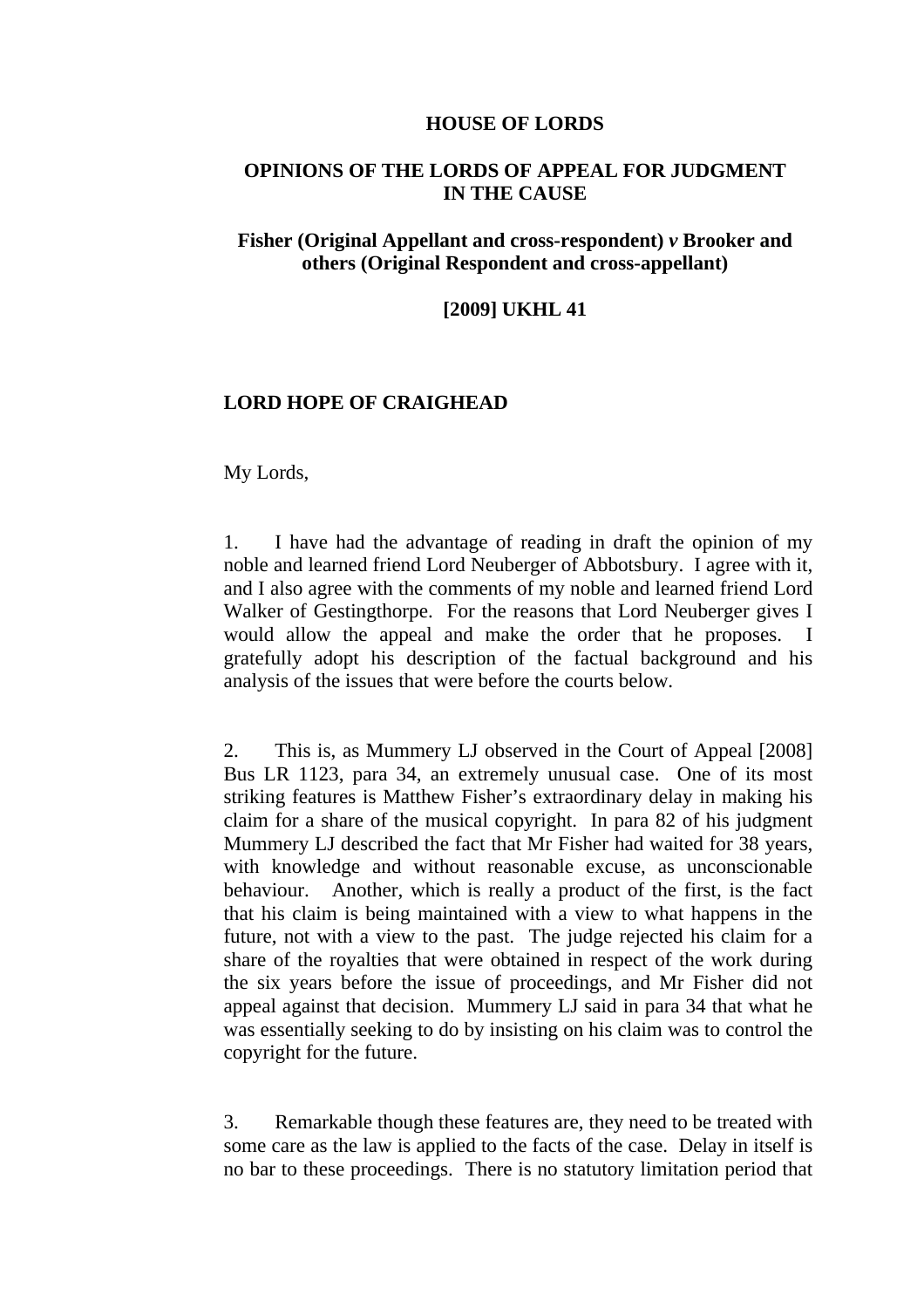**HOUSE OF LORDS**

**OPINIONS OF THE LORDS OF APPEAL FOR JUDGMENT IN THE CAUSE**

**Fisher (Original Appellant and cross-respondent) *v* Brooker and others (Original Respondent and cross-appellant)**

**[2009] UKHL 41**

**LORD HOPE OF CRAIGHEAD**

My Lords,

1. I have had the advantage of reading in draft the opinion of my noble and learned friend Lord Neuberger of Abbotsbury. I agree with it, and I also agree with the comments of my noble and learned friend Lord Walker of Gestingthorpe. For the reasons that Lord Neuberger gives I would allow the appeal and make the order that he proposes. I gratefully adopt his description of the factual background and his analysis of the issues that were before the courts below.

2. This is, as Mummery LJ observed in the Court of Appeal [2008] Bus LR 1123, para 34, an extremely unusual case. One of its most striking features is Matthew Fisher's extraordinary delay in making his claim for a share of the musical copyright. In para 82 of his judgment Mummery LJ described the fact that Mr Fisher had waited for 38 years, with knowledge and without reasonable excuse, as unconscionable behaviour. Another, which is really a product of the first, is the fact that his claim is being maintained with a view to what happens in the future, not with a view to the past. The judge rejected his claim for a share of the royalties that were obtained in respect of the work during the six years before the issue of proceedings, and Mr Fisher did not appeal against that decision. Mummery LJ said in para 34 that what he was essentially seeking to do by insisting on his claim was to control the copyright for the future.

3. Remarkable though these features are, they need to be treated with some care as the law is applied to the facts of the case. Delay in itself is no bar to these proceedings. There is no statutory limitation period that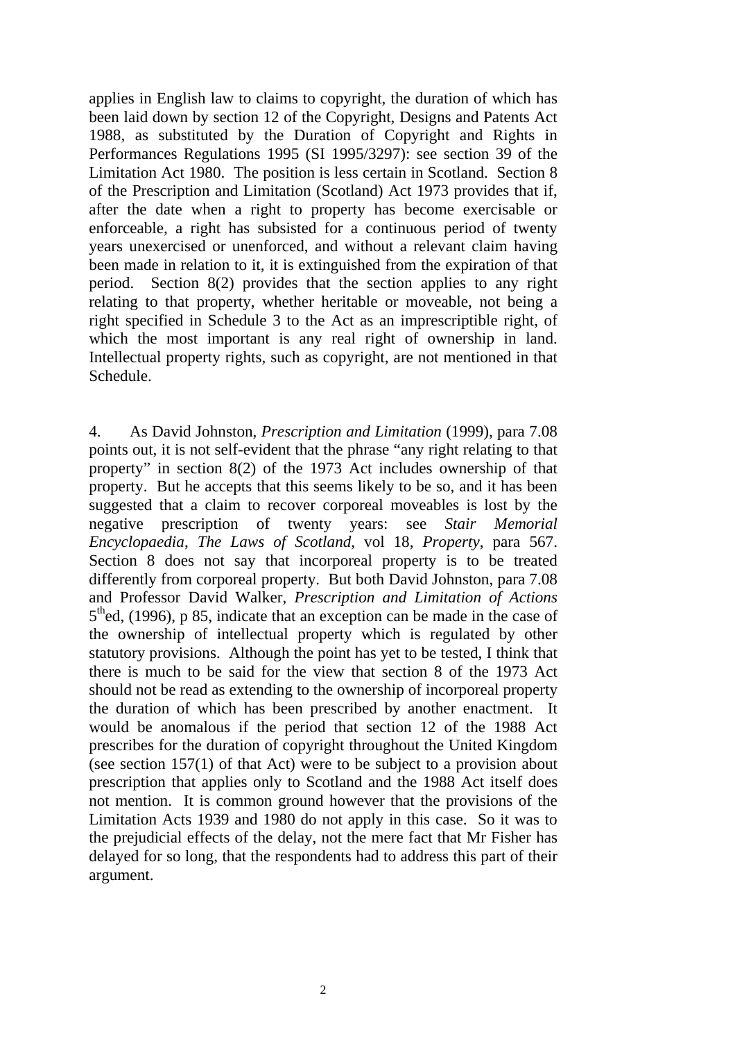applies in English law to claims to copyright, the duration of which has been laid down by section 12 of the Copyright, Designs and Patents Act 1988, as substituted by the Duration of Copyright and Rights in Performances Regulations 1995 (SI 1995/3297): see section 39 of the Limitation Act 1980. The position is less certain in Scotland. Section 8 of the Prescription and Limitation (Scotland) Act 1973 provides that if, after the date when a right to property has become exercisable or enforceable, a right has subsisted for a continuous period of twenty years unexercised or unenforced, and without a relevant claim having been made in relation to it, it is extinguished from the expiration of that period. Section 8(2) provides that the section applies to any right relating to that property, whether heritable or moveable, not being a right specified in Schedule 3 to the Act as an imprescriptible right, of which the most important is any real right of ownership in land. Intellectual property rights, such as copyright, are not mentioned in that Schedule.

4. As David Johnston, *Prescription and Limitation* (1999), para 7.08 points out, it is not self-evident that the phrase "any right relating to that property" in section 8(2) of the 1973 Act includes ownership of that property. But he accepts that this seems likely to be so, and it has been suggested that a claim to recover corporeal moveables is lost by the negative prescription of twenty years: see *Stair Memorial Encyclopaedia*, *The Laws of Scotland*, vol 18, *Property*, para 567. Section 8 does not say that incorporeal property is to be treated differently from corporeal property. But both David Johnston, para 7.08 and Professor David Walker, *Prescription and Limitation of Actions* 5th ed, (1996), p 85, indicate that an exception can be made in the case of the ownership of intellectual property which is regulated by other statutory provisions. Although the point has yet to be tested, I think that there is much to be said for the view that section 8 of the 1973 Act should not be read as extending to the ownership of incorporeal property the duration of which has been prescribed by another enactment. It would be anomalous if the period that section 12 of the 1988 Act prescribes for the duration of copyright throughout the United Kingdom (see section 157(1) of that Act) were to be subject to a provision about prescription that applies only to Scotland and the 1988 Act itself does not mention. It is common ground however that the provisions of the Limitation Acts 1939 and 1980 do not apply in this case. So it was to the prejudicial effects of the delay, not the mere fact that Mr Fisher has delayed for so long, that the respondents had to address this part of their argument.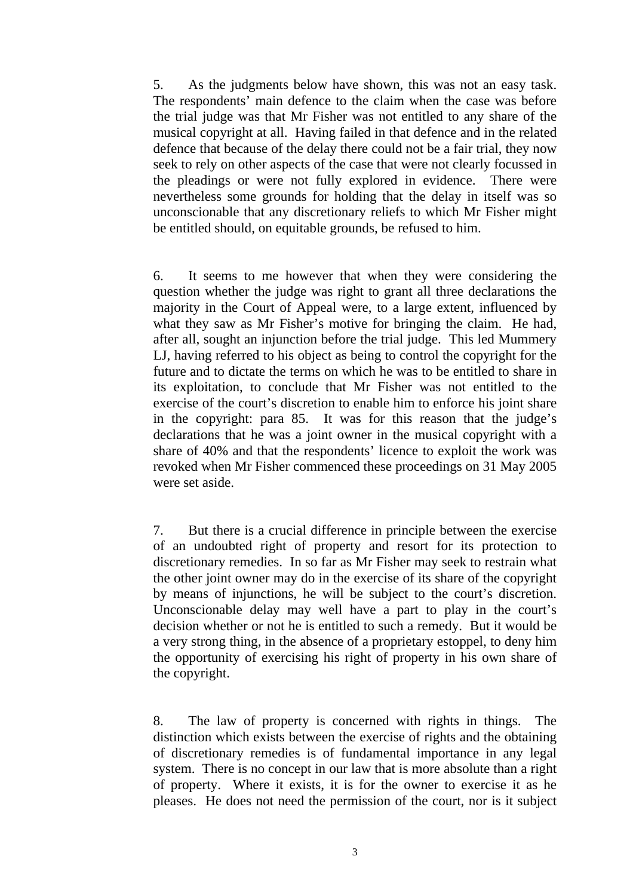5. As the judgments below have shown, this was not an easy task. The respondents' main defence to the claim when the case was before the trial judge was that Mr Fisher was not entitled to any share of the musical copyright at all. Having failed in that defence and in the related defence that because of the delay there could not be a fair trial, they now seek to rely on other aspects of the case that were not clearly focussed in the pleadings or were not fully explored in evidence. There were nevertheless some grounds for holding that the delay in itself was so unconscionable that any discretionary reliefs to which Mr Fisher might be entitled should, on equitable grounds, be refused to him.

6. It seems to me however that when they were considering the question whether the judge was right to grant all three declarations the majority in the Court of Appeal were, to a large extent, influenced by what they saw as Mr Fisher's motive for bringing the claim. He had, after all, sought an injunction before the trial judge. This led Mummery LJ, having referred to his object as being to control the copyright for the future and to dictate the terms on which he was to be entitled to share in its exploitation, to conclude that Mr Fisher was not entitled to the exercise of the court's discretion to enable him to enforce his joint share in the copyright: para 85. It was for this reason that the judge's declarations that he was a joint owner in the musical copyright with a share of 40% and that the respondents' licence to exploit the work was revoked when Mr Fisher commenced these proceedings on 31 May 2005 were set aside.

7. But there is a crucial difference in principle between the exercise of an undoubted right of property and resort for its protection to discretionary remedies. In so far as Mr Fisher may seek to restrain what the other joint owner may do in the exercise of its share of the copyright by means of injunctions, he will be subject to the court's discretion. Unconscionable delay may well have a part to play in the court's decision whether or not he is entitled to such a remedy. But it would be a very strong thing, in the absence of a proprietary estoppel, to deny him the opportunity of exercising his right of property in his own share of the copyright.

8. The law of property is concerned with rights in things. The distinction which exists between the exercise of rights and the obtaining of discretionary remedies is of fundamental importance in any legal system. There is no concept in our law that is more absolute than a right of property. Where it exists, it is for the owner to exercise it as he pleases. He does not need the permission of the court, nor is it subject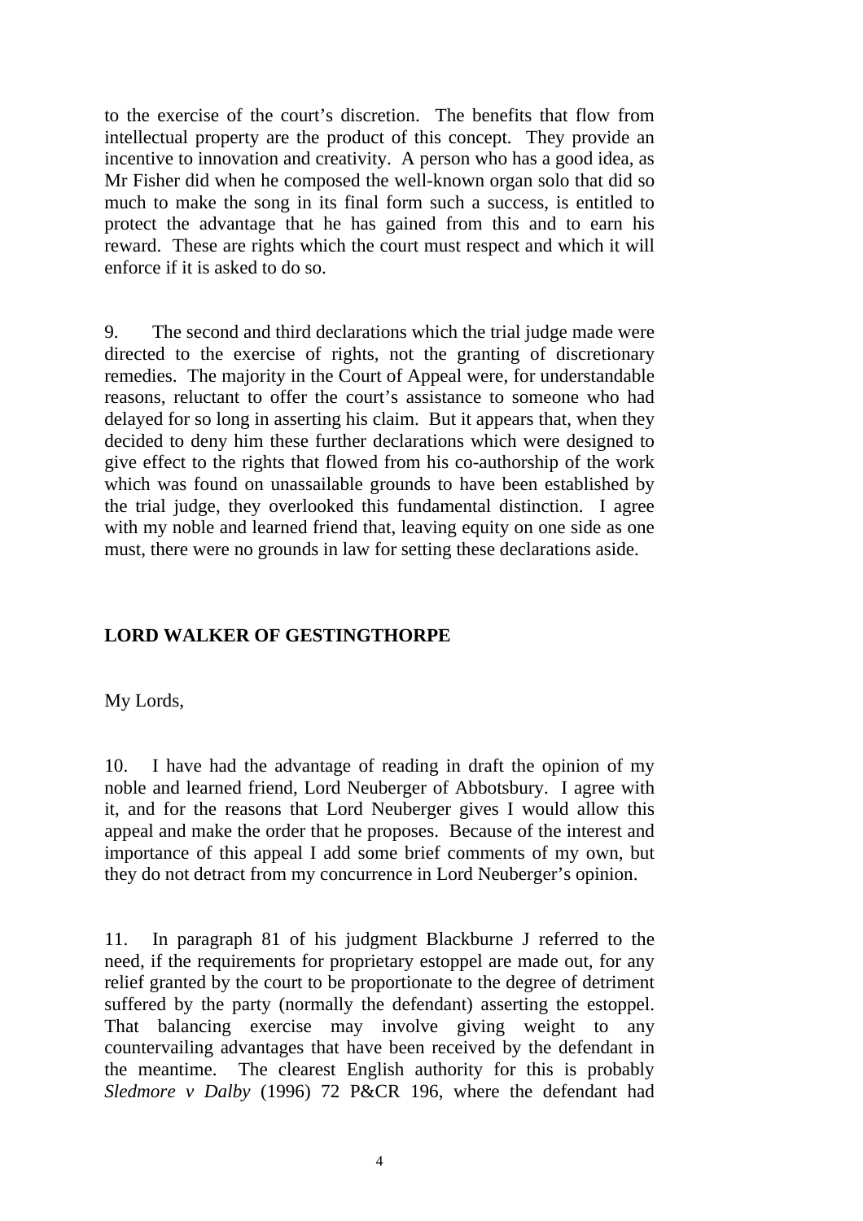to the exercise of the court's discretion. The benefits that flow from intellectual property are the product of this concept. They provide an incentive to innovation and creativity. A person who has a good idea, as Mr Fisher did when he composed the well-known organ solo that did so much to make the song in its final form such a success, is entitled to protect the advantage that he has gained from this and to earn his reward. These are rights which the court must respect and which it will enforce if it is asked to do so.

9. The second and third declarations which the trial judge made were directed to the exercise of rights, not the granting of discretionary remedies. The majority in the Court of Appeal were, for understandable reasons, reluctant to offer the court's assistance to someone who had delayed for so long in asserting his claim. But it appears that, when they decided to deny him these further declarations which were designed to give effect to the rights that flowed from his co-authorship of the work which was found on unassailable grounds to have been established by the trial judge, they overlooked this fundamental distinction. I agree with my noble and learned friend that, leaving equity on one side as one must, there were no grounds in law for setting these declarations aside.

## LORD WALKER OF GESTINGTHORPE

My Lords,

10. I have had the advantage of reading in draft the opinion of my noble and learned friend, Lord Neuberger of Abbotsbury. I agree with it, and for the reasons that Lord Neuberger gives I would allow this appeal and make the order that he proposes. Because of the interest and importance of this appeal I add some brief comments of my own, but they do not detract from my concurrence in Lord Neuberger's opinion.

11. In paragraph 81 of his judgment Blackburne J referred to the need, if the requirements for proprietary estoppel are made out, for any relief granted by the court to be proportionate to the degree of detriment suffered by the party (normally the defendant) asserting the estoppel. That balancing exercise may involve giving weight to any countervailing advantages that have been received by the defendant in the meantime. The clearest English authority for this is probably *Sledmore v Dalby* (1996) 72 P&CR 196, where the defendant had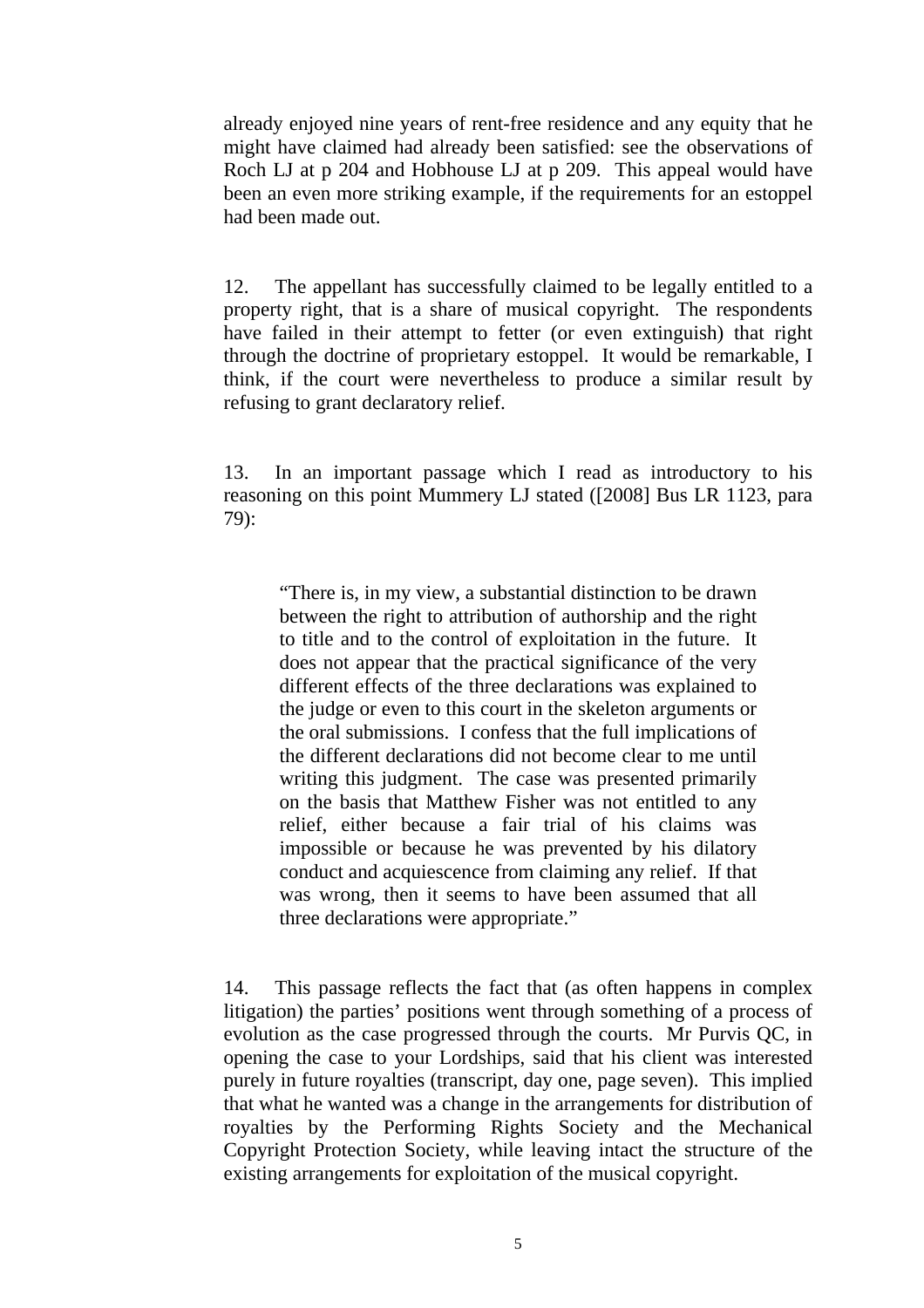already enjoyed nine years of rent-free residence and any equity that he might have claimed had already been satisfied: see the observations of Roch LJ at p 204 and Hobhouse LJ at p 209. This appeal would have been an even more striking example, if the requirements for an estoppel had been made out.

12. The appellant has successfully claimed to be legally entitled to a property right, that is a share of musical copyright. The respondents have failed in their attempt to fetter (or even extinguish) that right through the doctrine of proprietary estoppel. It would be remarkable, I think, if the court were nevertheless to produce a similar result by refusing to grant declaratory relief.

13. In an important passage which I read as introductory to his reasoning on this point Mummery LJ stated ([2008] Bus LR 1123, para 79):

> "There is, in my view, a substantial distinction to be drawn between the right to attribution of authorship and the right to title and to the control of exploitation in the future. It does not appear that the practical significance of the very different effects of the three declarations was explained to the judge or even to this court in the skeleton arguments or the oral submissions. I confess that the full implications of the different declarations did not become clear to me until writing this judgment. The case was presented primarily on the basis that Matthew Fisher was not entitled to any relief, either because a fair trial of his claims was impossible or because he was prevented by his dilatory conduct and acquiescence from claiming any relief. If that was wrong, then it seems to have been assumed that all three declarations were appropriate."

14. This passage reflects the fact that (as often happens in complex litigation) the parties' positions went through something of a process of evolution as the case progressed through the courts. Mr Purvis QC, in opening the case to your Lordships, said that his client was interested purely in future royalties (transcript, day one, page seven). This implied that what he wanted was a change in the arrangements for distribution of royalties by the Performing Rights Society and the Mechanical Copyright Protection Society, while leaving intact the structure of the existing arrangements for exploitation of the musical copyright.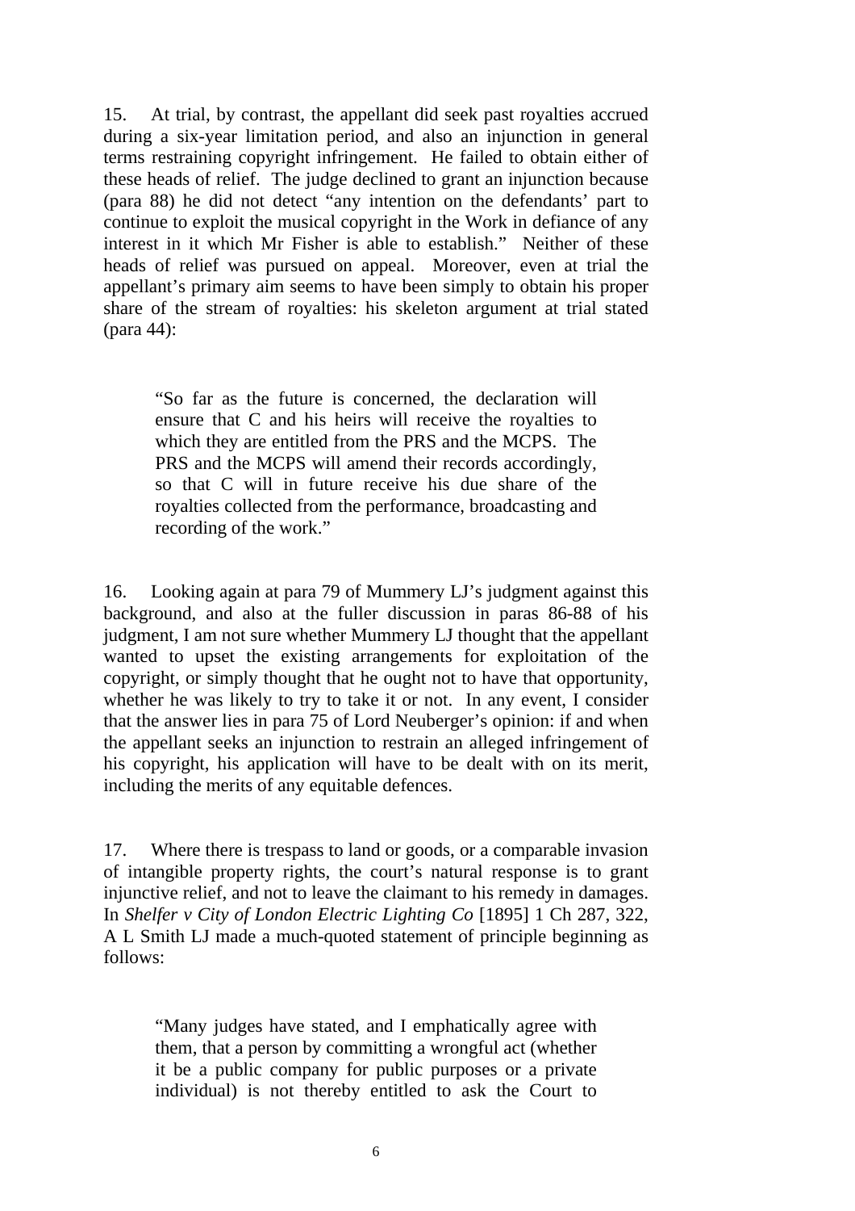15. At trial, by contrast, the appellant did seek past royalties accrued during a six-year limitation period, and also an injunction in general terms restraining copyright infringement. He failed to obtain either of these heads of relief. The judge declined to grant an injunction because (para 88) he did not detect "any intention on the defendants' part to continue to exploit the musical copyright in the Work in defiance of any interest in it which Mr Fisher is able to establish." Neither of these heads of relief was pursued on appeal. Moreover, even at trial the appellant's primary aim seems to have been simply to obtain his proper share of the stream of royalties: his skeleton argument at trial stated (para 44):

> "So far as the future is concerned, the declaration will ensure that C and his heirs will receive the royalties to which they are entitled from the PRS and the MCPS. The PRS and the MCPS will amend their records accordingly, so that C will in future receive his due share of the royalties collected from the performance, broadcasting and recording of the work."

16. Looking again at para 79 of Mummery LJ's judgment against this background, and also at the fuller discussion in paras 86-88 of his judgment, I am not sure whether Mummery LJ thought that the appellant wanted to upset the existing arrangements for exploitation of the copyright, or simply thought that he ought not to have that opportunity, whether he was likely to try to take it or not. In any event, I consider that the answer lies in para 75 of Lord Neuberger's opinion: if and when the appellant seeks an injunction to restrain an alleged infringement of his copyright, his application will have to be dealt with on its merit, including the merits of any equitable defences.

17. Where there is trespass to land or goods, or a comparable invasion of intangible property rights, the court's natural response is to grant injunctive relief, and not to leave the claimant to his remedy in damages. In *Shelfer v City of London Electric Lighting Co* [1895] 1 Ch 287, 322, A L Smith LJ made a much-quoted statement of principle beginning as follows:

> "Many judges have stated, and I emphatically agree with them, that a person by committing a wrongful act (whether it be a public company for public purposes or a private individual) is not thereby entitled to ask the Court to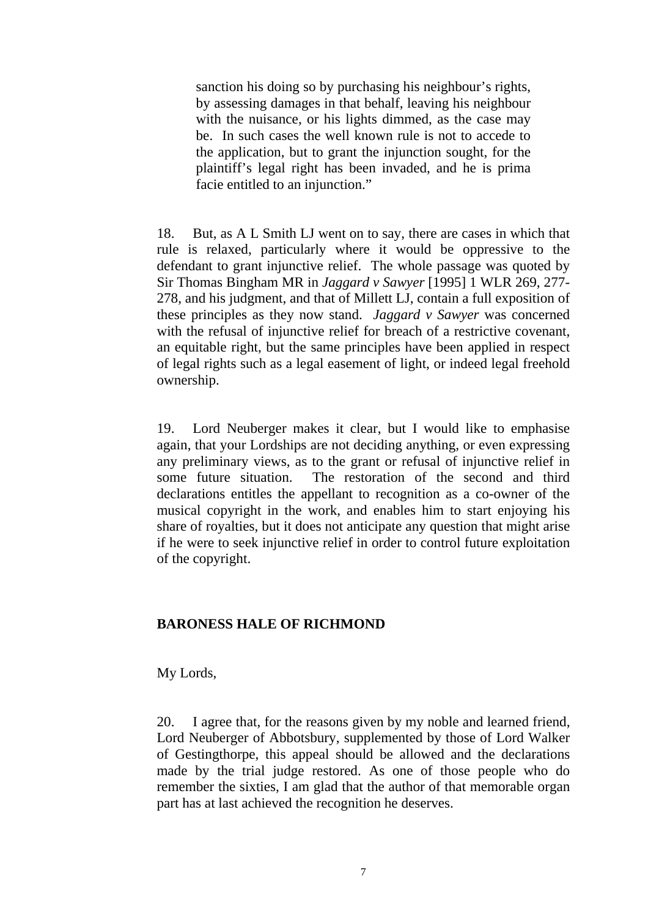> sanction his doing so by purchasing his neighbour's rights, by assessing damages in that behalf, leaving his neighbour with the nuisance, or his lights dimmed, as the case may be. In such cases the well known rule is not to accede to the application, but to grant the injunction sought, for the plaintiff's legal right has been invaded, and he is prima facie entitled to an injunction."

18. But, as A L Smith LJ went on to say, there are cases in which that rule is relaxed, particularly where it would be oppressive to the defendant to grant injunctive relief. The whole passage was quoted by Sir Thomas Bingham MR in *Jaggard v Sawyer* [1995] 1 WLR 269, 277-278, and his judgment, and that of Millett LJ, contain a full exposition of these principles as they now stand. *Jaggard v Sawyer* was concerned with the refusal of injunctive relief for breach of a restrictive covenant, an equitable right, but the same principles have been applied in respect of legal rights such as a legal easement of light, or indeed legal freehold ownership.

19. Lord Neuberger makes it clear, but I would like to emphasise again, that your Lordships are not deciding anything, or even expressing any preliminary views, as to the grant or refusal of injunctive relief in some future situation. The restoration of the second and third declarations entitles the appellant to recognition as a co-owner of the musical copyright in the work, and enables him to start enjoying his share of royalties, but it does not anticipate any question that might arise if he were to seek injunctive relief in order to control future exploitation of the copyright.

**BARONESS HALE OF RICHMOND**

My Lords,

20. I agree that, for the reasons given by my noble and learned friend, Lord Neuberger of Abbotsbury, supplemented by those of Lord Walker of Gestingthorpe, this appeal should be allowed and the declarations made by the trial judge restored. As one of those people who do remember the sixties, I am glad that the author of that memorable organ part has at last achieved the recognition he deserves.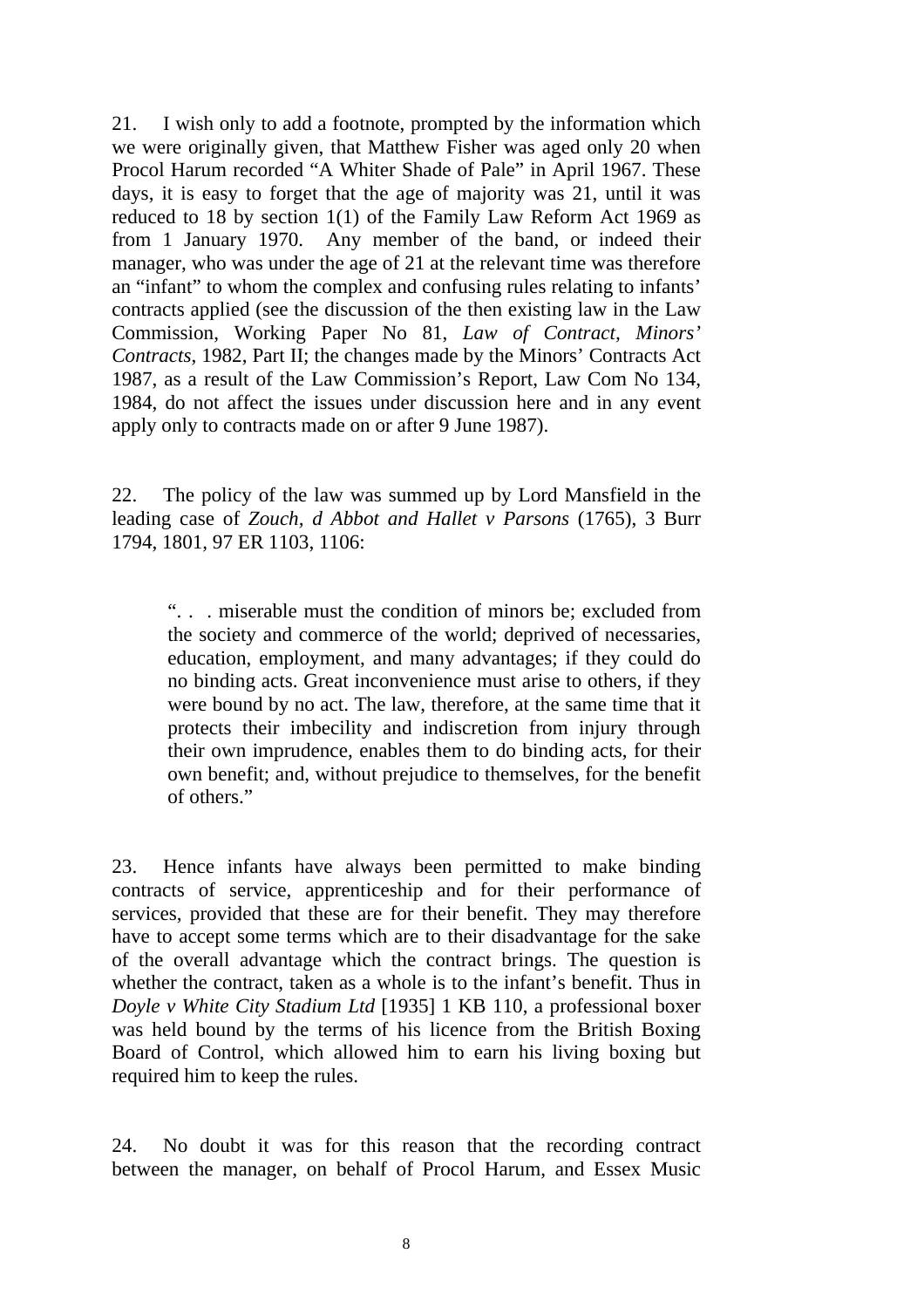21. I wish only to add a footnote, prompted by the information which we were originally given, that Matthew Fisher was aged only 20 when Procol Harum recorded "A Whiter Shade of Pale" in April 1967. These days, it is easy to forget that the age of majority was 21, until it was reduced to 18 by section 1(1) of the Family Law Reform Act 1969 as from 1 January 1970. Any member of the band, or indeed their manager, who was under the age of 21 at the relevant time was therefore an "infant" to whom the complex and confusing rules relating to infants' contracts applied (see the discussion of the then existing law in the Law Commission, Working Paper No 81, *Law of Contract, Minors' Contracts*, 1982, Part II; the changes made by the Minors' Contracts Act 1987, as a result of the Law Commission's Report, Law Com No 134, 1984, do not affect the issues under discussion here and in any event apply only to contracts made on or after 9 June 1987).

22. The policy of the law was summed up by Lord Mansfield in the leading case of *Zouch, d Abbot and Hallet v Parsons* (1765), 3 Burr 1794, 1801, 97 ER 1103, 1106:

> ". . . miserable must the condition of minors be; excluded from the society and commerce of the world; deprived of necessaries, education, employment, and many advantages; if they could do no binding acts. Great inconvenience must arise to others, if they were bound by no act. The law, therefore, at the same time that it protects their imbecility and indiscretion from injury through their own imprudence, enables them to do binding acts, for their own benefit; and, without prejudice to themselves, for the benefit of others."

23. Hence infants have always been permitted to make binding contracts of service, apprenticeship and for their performance of services, provided that these are for their benefit. They may therefore have to accept some terms which are to their disadvantage for the sake of the overall advantage which the contract brings. The question is whether the contract, taken as a whole is to the infant's benefit. Thus in *Doyle v White City Stadium Ltd* [1935] 1 KB 110, a professional boxer was held bound by the terms of his licence from the British Boxing Board of Control, which allowed him to earn his living boxing but required him to keep the rules.

24. No doubt it was for this reason that the recording contract between the manager, on behalf of Procol Harum, and Essex Music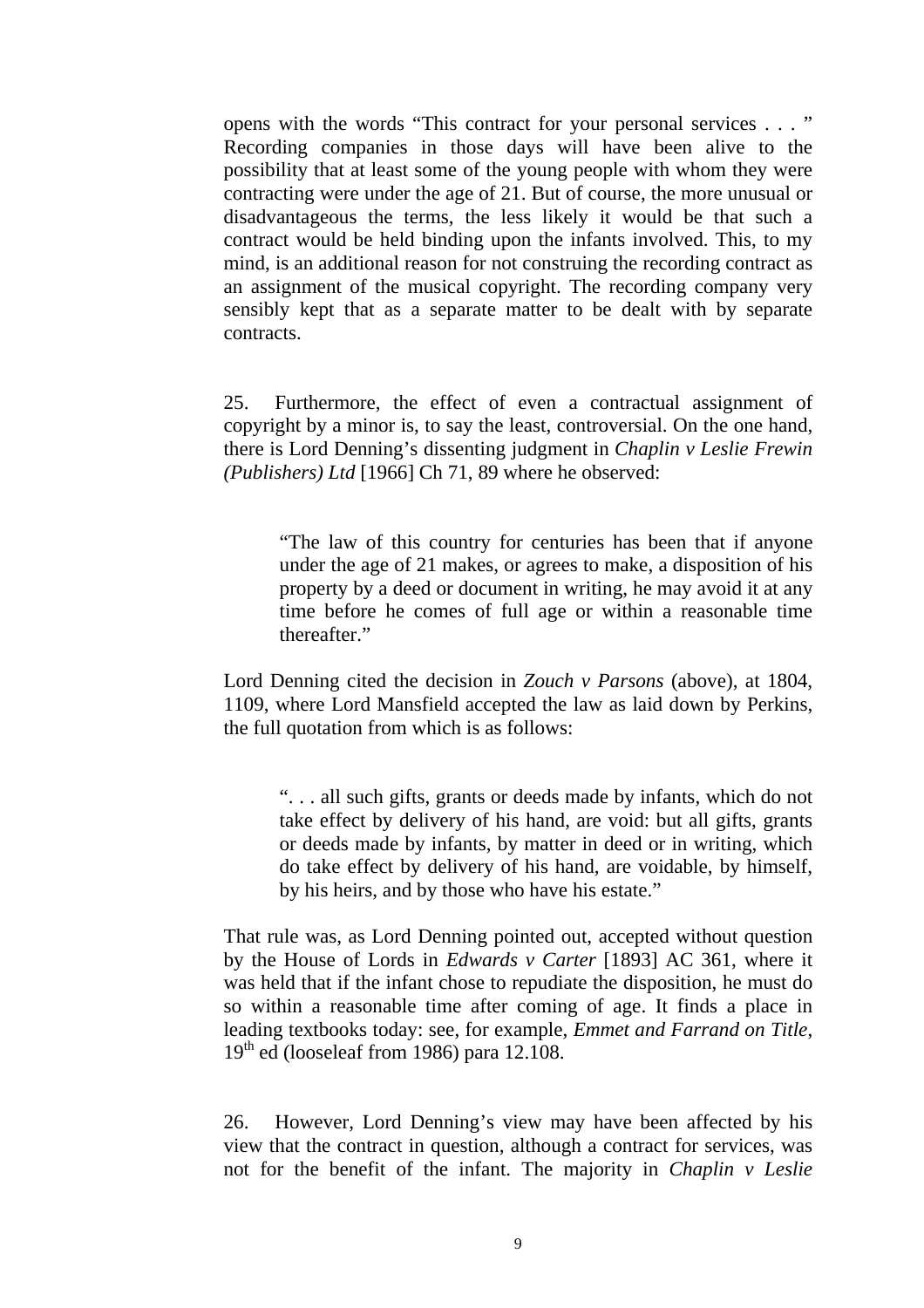opens with the words “This contract for your personal services . . . ” Recording companies in those days will have been alive to the possibility that at least some of the young people with whom they were contracting were under the age of 21. But of course, the more unusual or disadvantageous the terms, the less likely it would be that such a contract would be held binding upon the infants involved. This, to my mind, is an additional reason for not construing the recording contract as an assignment of the musical copyright. The recording company very sensibly kept that as a separate matter to be dealt with by separate contracts.

25. Furthermore, the effect of even a contractual assignment of copyright by a minor is, to say the least, controversial. On the one hand, there is Lord Denning’s dissenting judgment in *Chaplin v Leslie Frewin (Publishers) Ltd* [1966] Ch 71, 89 where he observed:

> “The law of this country for centuries has been that if anyone under the age of 21 makes, or agrees to make, a disposition of his property by a deed or document in writing, he may avoid it at any time before he comes of full age or within a reasonable time thereafter.”

Lord Denning cited the decision in *Zouch v Parsons* (above), at 1804, 1109, where Lord Mansfield accepted the law as laid down by Perkins, the full quotation from which is as follows:

> “. . . all such gifts, grants or deeds made by infants, which do not take effect by delivery of his hand, are void: but all gifts, grants or deeds made by infants, by matter in deed or in writing, which do take effect by delivery of his hand, are voidable, by himself, by his heirs, and by those who have his estate.”

That rule was, as Lord Denning pointed out, accepted without question by the House of Lords in *Edwards v Carter* [1893] AC 361, where it was held that if the infant chose to repudiate the disposition, he must do so within a reasonable time after coming of age. It finds a place in leading textbooks today: see, for example, *Emmet and Farrand on Title*, 19th ed (looseleaf from 1986) para 12.108.

26. However, Lord Denning’s view may have been affected by his view that the contract in question, although a contract for services, was not for the benefit of the infant. The majority in *Chaplin v Leslie*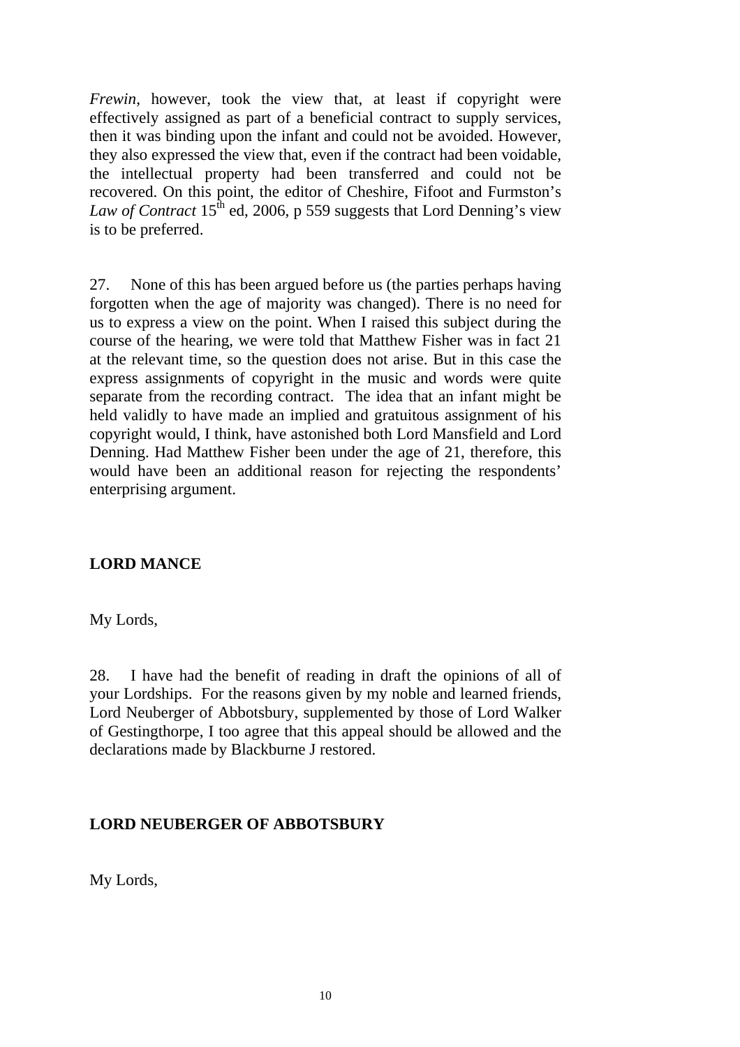*Frewin*, however, took the view that, at least if copyright were effectively assigned as part of a beneficial contract to supply services, then it was binding upon the infant and could not be avoided. However, they also expressed the view that, even if the contract had been voidable, the intellectual property had been transferred and could not be recovered. On this point, the editor of Cheshire, Fifoot and Furmston's *Law of Contract* 15th ed, 2006, p 559 suggests that Lord Denning's view is to be preferred.

27. None of this has been argued before us (the parties perhaps having forgotten when the age of majority was changed). There is no need for us to express a view on the point. When I raised this subject during the course of the hearing, we were told that Matthew Fisher was in fact 21 at the relevant time, so the question does not arise. But in this case the express assignments of copyright in the music and words were quite separate from the recording contract. The idea that an infant might be held validly to have made an implied and gratuitous assignment of his copyright would, I think, have astonished both Lord Mansfield and Lord Denning. Had Matthew Fisher been under the age of 21, therefore, this would have been an additional reason for rejecting the respondents' enterprising argument.

**LORD MANCE**

My Lords,

28. I have had the benefit of reading in draft the opinions of all of your Lordships. For the reasons given by my noble and learned friends, Lord Neuberger of Abbotsbury, supplemented by those of Lord Walker of Gestingthorpe, I too agree that this appeal should be allowed and the declarations made by Blackburne J restored.

**LORD NEUBERGER OF ABBOTSBURY**

My Lords,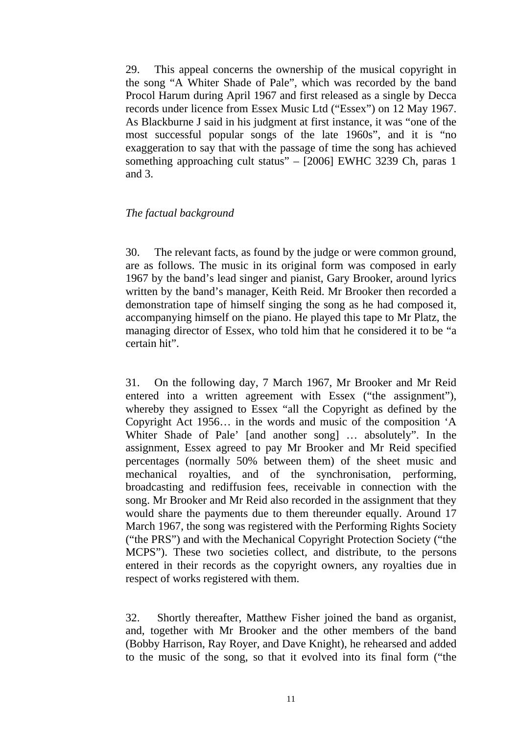29. This appeal concerns the ownership of the musical copyright in the song "A Whiter Shade of Pale", which was recorded by the band Procol Harum during April 1967 and first released as a single by Decca records under licence from Essex Music Ltd ("Essex") on 12 May 1967. As Blackburne J said in his judgment at first instance, it was "one of the most successful popular songs of the late 1960s", and it is "no exaggeration to say that with the passage of time the song has achieved something approaching cult status" – [2006] EWHC 3239 Ch, paras 1 and 3.

*The factual background*

30. The relevant facts, as found by the judge or were common ground, are as follows. The music in its original form was composed in early 1967 by the band's lead singer and pianist, Gary Brooker, around lyrics written by the band's manager, Keith Reid. Mr Brooker then recorded a demonstration tape of himself singing the song as he had composed it, accompanying himself on the piano. He played this tape to Mr Platz, the managing director of Essex, who told him that he considered it to be "a certain hit".

31. On the following day, 7 March 1967, Mr Brooker and Mr Reid entered into a written agreement with Essex ("the assignment"), whereby they assigned to Essex "all the Copyright as defined by the Copyright Act 1956… in the words and music of the composition 'A Whiter Shade of Pale' [and another song] … absolutely". In the assignment, Essex agreed to pay Mr Brooker and Mr Reid specified percentages (normally 50% between them) of the sheet music and mechanical royalties, and of the synchronisation, performing, broadcasting and rediffusion fees, receivable in connection with the song. Mr Brooker and Mr Reid also recorded in the assignment that they would share the payments due to them thereunder equally. Around 17 March 1967, the song was registered with the Performing Rights Society ("the PRS") and with the Mechanical Copyright Protection Society ("the MCPS"). These two societies collect, and distribute, to the persons entered in their records as the copyright owners, any royalties due in respect of works registered with them.

32. Shortly thereafter, Matthew Fisher joined the band as organist, and, together with Mr Brooker and the other members of the band (Bobby Harrison, Ray Royer, and Dave Knight), he rehearsed and added to the music of the song, so that it evolved into its final form ("the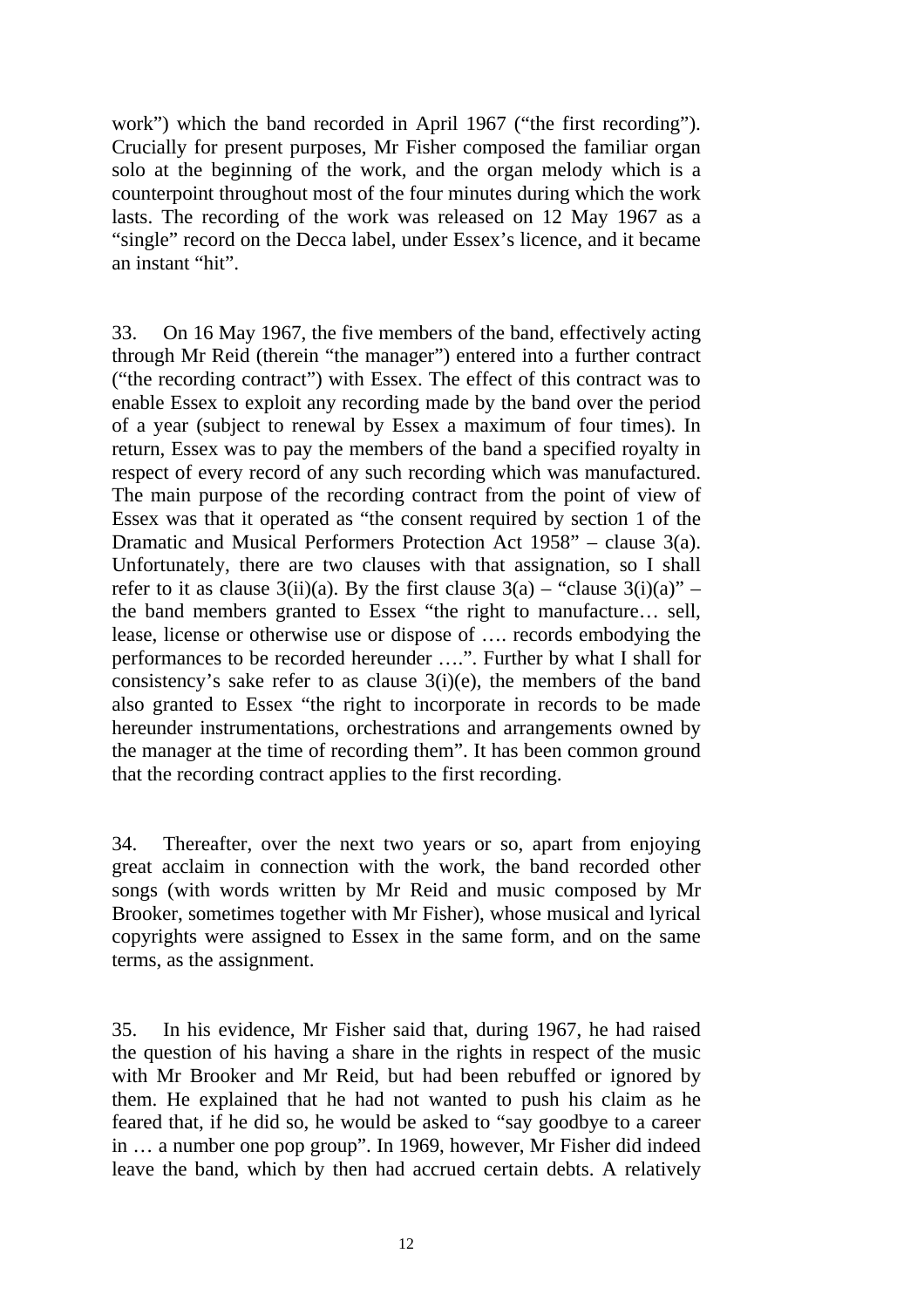work") which the band recorded in April 1967 ("the first recording"). Crucially for present purposes, Mr Fisher composed the familiar organ solo at the beginning of the work, and the organ melody which is a counterpoint throughout most of the four minutes during which the work lasts. The recording of the work was released on 12 May 1967 as a "single" record on the Decca label, under Essex's licence, and it became an instant "hit".

33. On 16 May 1967, the five members of the band, effectively acting through Mr Reid (therein "the manager") entered into a further contract ("the recording contract") with Essex. The effect of this contract was to enable Essex to exploit any recording made by the band over the period of a year (subject to renewal by Essex a maximum of four times). In return, Essex was to pay the members of the band a specified royalty in respect of every record of any such recording which was manufactured. The main purpose of the recording contract from the point of view of Essex was that it operated as "the consent required by section 1 of the Dramatic and Musical Performers Protection Act 1958" – clause 3(a). Unfortunately, there are two clauses with that assignation, so I shall refer to it as clause 3(ii)(a). By the first clause 3(a) – "clause 3(i)(a)" – the band members granted to Essex "the right to manufacture… sell, lease, license or otherwise use or dispose of …. records embodying the performances to be recorded hereunder ….". Further by what I shall for consistency's sake refer to as clause 3(i)(e), the members of the band also granted to Essex "the right to incorporate in records to be made hereunder instrumentations, orchestrations and arrangements owned by the manager at the time of recording them". It has been common ground that the recording contract applies to the first recording.

34. Thereafter, over the next two years or so, apart from enjoying great acclaim in connection with the work, the band recorded other songs (with words written by Mr Reid and music composed by Mr Brooker, sometimes together with Mr Fisher), whose musical and lyrical copyrights were assigned to Essex in the same form, and on the same terms, as the assignment.

35. In his evidence, Mr Fisher said that, during 1967, he had raised the question of his having a share in the rights in respect of the music with Mr Brooker and Mr Reid, but had been rebuffed or ignored by them. He explained that he had not wanted to push his claim as he feared that, if he did so, he would be asked to "say goodbye to a career in … a number one pop group". In 1969, however, Mr Fisher did indeed leave the band, which by then had accrued certain debts. A relatively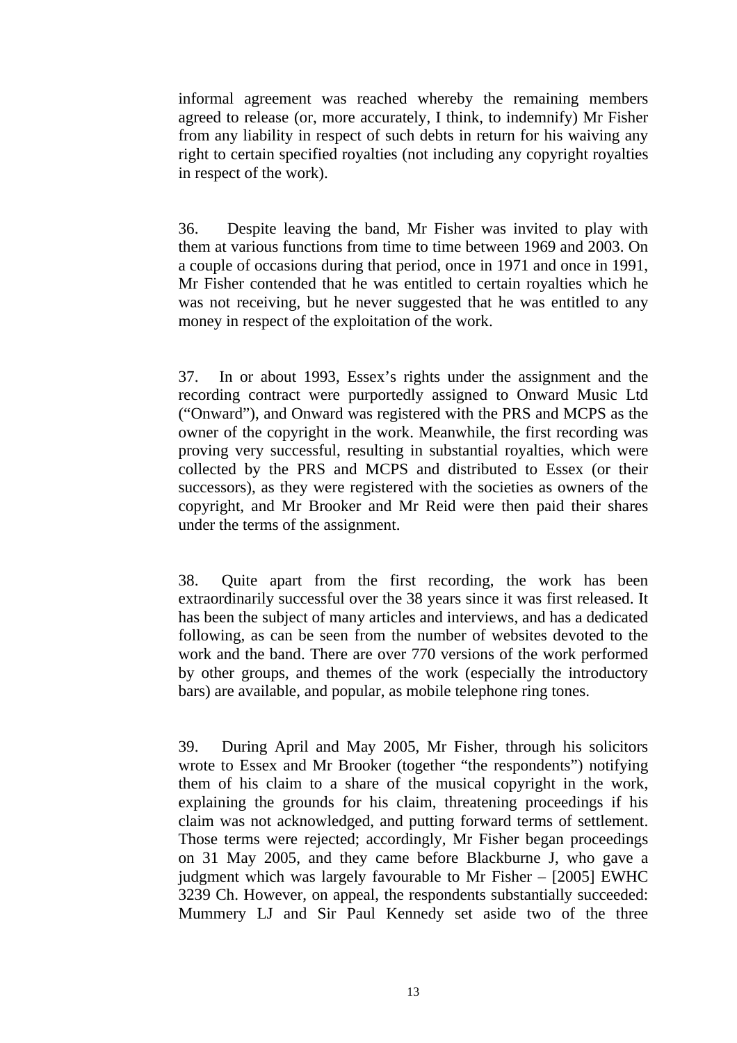informal agreement was reached whereby the remaining members agreed to release (or, more accurately, I think, to indemnify) Mr Fisher from any liability in respect of such debts in return for his waiving any right to certain specified royalties (not including any copyright royalties in respect of the work).

36. Despite leaving the band, Mr Fisher was invited to play with them at various functions from time to time between 1969 and 2003. On a couple of occasions during that period, once in 1971 and once in 1991, Mr Fisher contended that he was entitled to certain royalties which he was not receiving, but he never suggested that he was entitled to any money in respect of the exploitation of the work.

37. In or about 1993, Essex's rights under the assignment and the recording contract were purportedly assigned to Onward Music Ltd ("Onward"), and Onward was registered with the PRS and MCPS as the owner of the copyright in the work. Meanwhile, the first recording was proving very successful, resulting in substantial royalties, which were collected by the PRS and MCPS and distributed to Essex (or their successors), as they were registered with the societies as owners of the copyright, and Mr Brooker and Mr Reid were then paid their shares under the terms of the assignment.

38. Quite apart from the first recording, the work has been extraordinarily successful over the 38 years since it was first released. It has been the subject of many articles and interviews, and has a dedicated following, as can be seen from the number of websites devoted to the work and the band. There are over 770 versions of the work performed by other groups, and themes of the work (especially the introductory bars) are available, and popular, as mobile telephone ring tones.

39. During April and May 2005, Mr Fisher, through his solicitors wrote to Essex and Mr Brooker (together "the respondents") notifying them of his claim to a share of the musical copyright in the work, explaining the grounds for his claim, threatening proceedings if his claim was not acknowledged, and putting forward terms of settlement. Those terms were rejected; accordingly, Mr Fisher began proceedings on 31 May 2005, and they came before Blackburne J, who gave a judgment which was largely favourable to Mr Fisher – [2005] EWHC 3239 Ch. However, on appeal, the respondents substantially succeeded: Mummery LJ and Sir Paul Kennedy set aside two of the three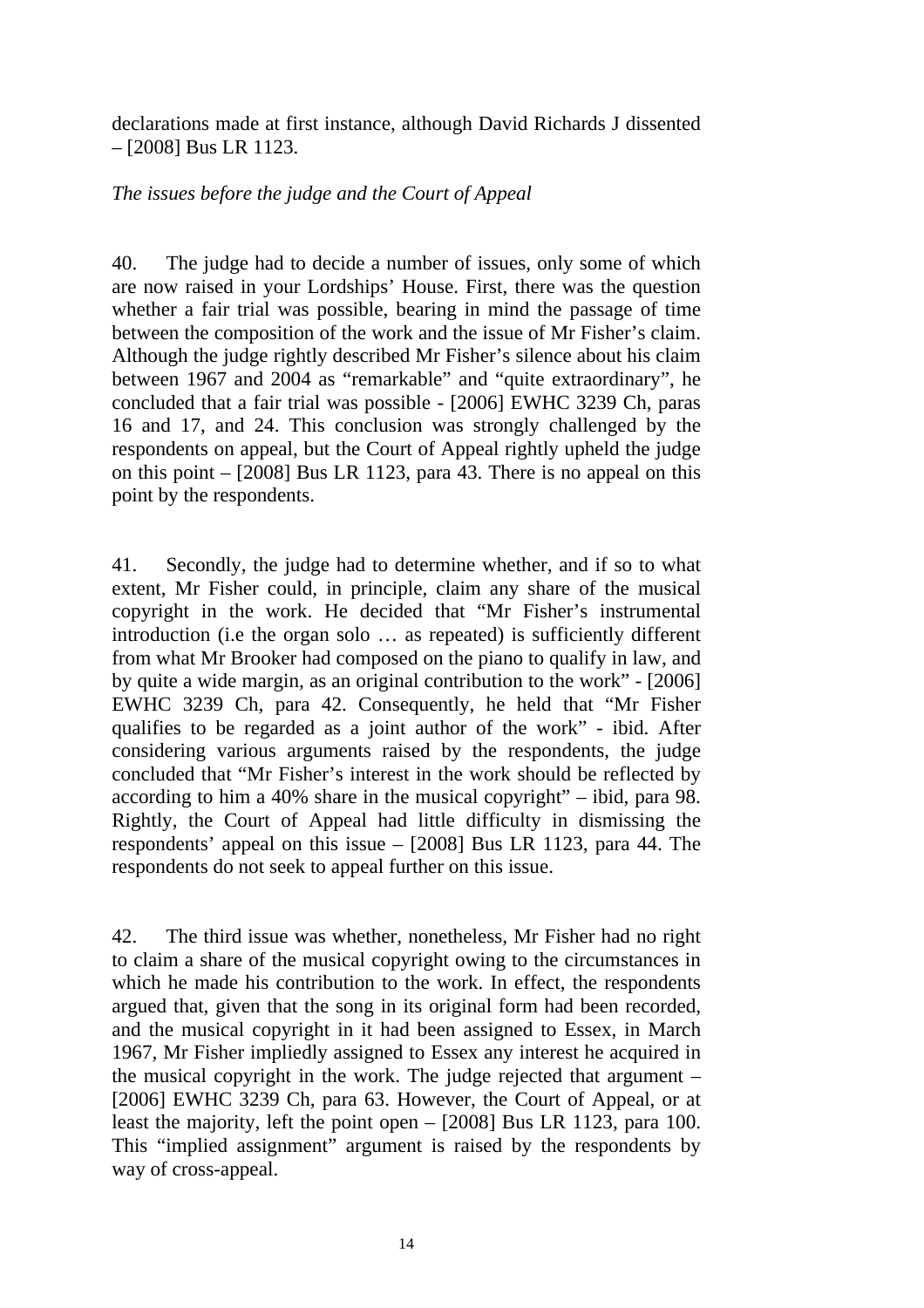declarations made at first instance, although David Richards J dissented – [2008] Bus LR 1123.

*The issues before the judge and the Court of Appeal*

40. The judge had to decide a number of issues, only some of which are now raised in your Lordships' House. First, there was the question whether a fair trial was possible, bearing in mind the passage of time between the composition of the work and the issue of Mr Fisher's claim. Although the judge rightly described Mr Fisher's silence about his claim between 1967 and 2004 as "remarkable" and "quite extraordinary", he concluded that a fair trial was possible - [2006] EWHC 3239 Ch, paras 16 and 17, and 24. This conclusion was strongly challenged by the respondents on appeal, but the Court of Appeal rightly upheld the judge on this point – [2008] Bus LR 1123, para 43. There is no appeal on this point by the respondents.

41. Secondly, the judge had to determine whether, and if so to what extent, Mr Fisher could, in principle, claim any share of the musical copyright in the work. He decided that "Mr Fisher's instrumental introduction (i.e the organ solo … as repeated) is sufficiently different from what Mr Brooker had composed on the piano to qualify in law, and by quite a wide margin, as an original contribution to the work" - [2006] EWHC 3239 Ch, para 42. Consequently, he held that "Mr Fisher qualifies to be regarded as a joint author of the work" - ibid. After considering various arguments raised by the respondents, the judge concluded that "Mr Fisher's interest in the work should be reflected by according to him a 40% share in the musical copyright" – ibid, para 98. Rightly, the Court of Appeal had little difficulty in dismissing the respondents' appeal on this issue – [2008] Bus LR 1123, para 44. The respondents do not seek to appeal further on this issue.

42. The third issue was whether, nonetheless, Mr Fisher had no right to claim a share of the musical copyright owing to the circumstances in which he made his contribution to the work. In effect, the respondents argued that, given that the song in its original form had been recorded, and the musical copyright in it had been assigned to Essex, in March 1967, Mr Fisher impliedly assigned to Essex any interest he acquired in the musical copyright in the work. The judge rejected that argument – [2006] EWHC 3239 Ch, para 63. However, the Court of Appeal, or at least the majority, left the point open – [2008] Bus LR 1123, para 100. This "implied assignment" argument is raised by the respondents by way of cross-appeal.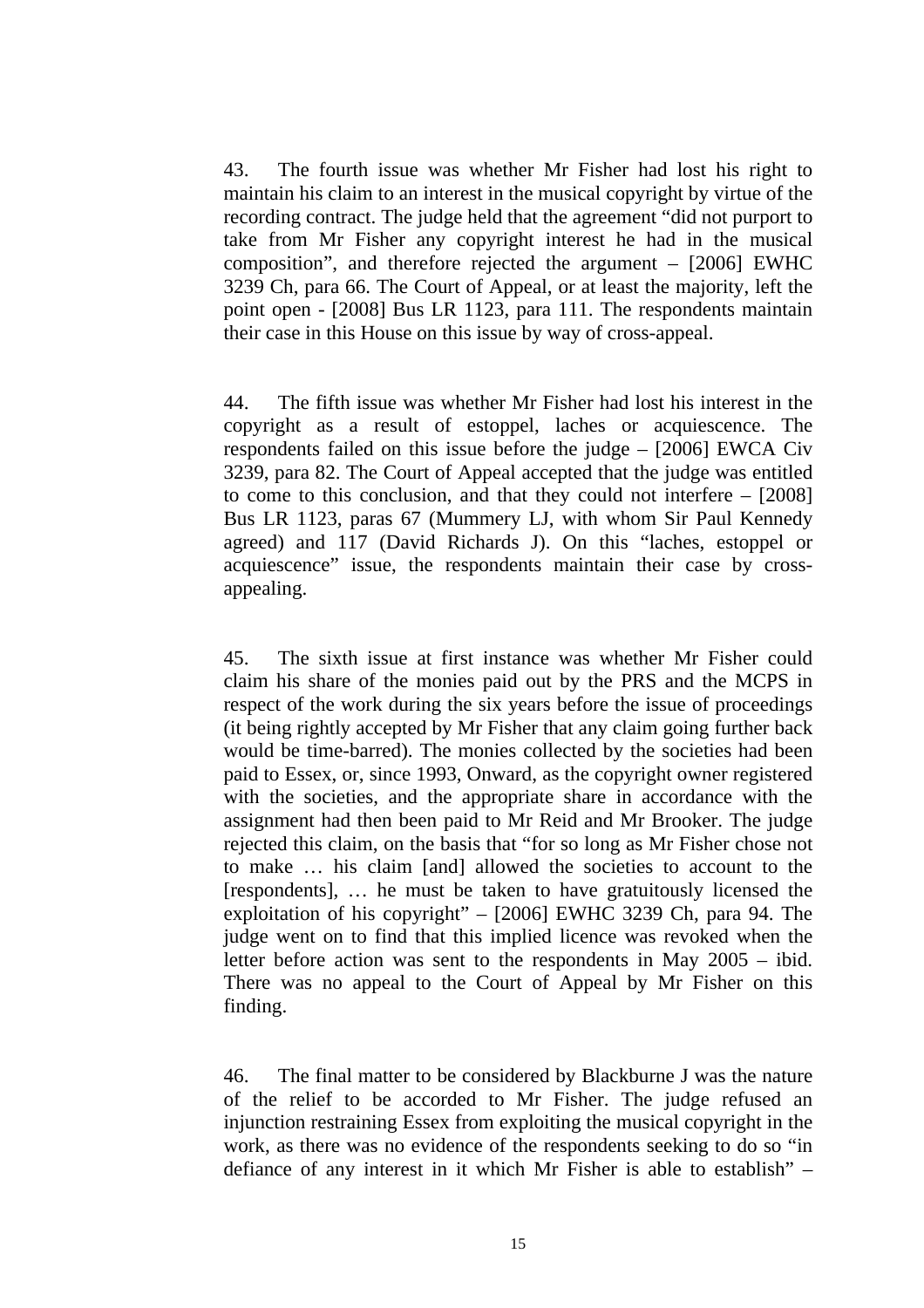43. The fourth issue was whether Mr Fisher had lost his right to maintain his claim to an interest in the musical copyright by virtue of the recording contract. The judge held that the agreement "did not purport to take from Mr Fisher any copyright interest he had in the musical composition", and therefore rejected the argument – [2006] EWHC 3239 Ch, para 66. The Court of Appeal, or at least the majority, left the point open - [2008] Bus LR 1123, para 111. The respondents maintain their case in this House on this issue by way of cross-appeal.

44. The fifth issue was whether Mr Fisher had lost his interest in the copyright as a result of estoppel, laches or acquiescence. The respondents failed on this issue before the judge – [2006] EWCA Civ 3239, para 82. The Court of Appeal accepted that the judge was entitled to come to this conclusion, and that they could not interfere – [2008] Bus LR 1123, paras 67 (Mummery LJ, with whom Sir Paul Kennedy agreed) and 117 (David Richards J). On this "laches, estoppel or acquiescence" issue, the respondents maintain their case by cross-appealing.

45. The sixth issue at first instance was whether Mr Fisher could claim his share of the monies paid out by the PRS and the MCPS in respect of the work during the six years before the issue of proceedings (it being rightly accepted by Mr Fisher that any claim going further back would be time-barred). The monies collected by the societies had been paid to Essex, or, since 1993, Onward, as the copyright owner registered with the societies, and the appropriate share in accordance with the assignment had then been paid to Mr Reid and Mr Brooker. The judge rejected this claim, on the basis that "for so long as Mr Fisher chose not to make … his claim [and] allowed the societies to account to the [respondents], … he must be taken to have gratuitously licensed the exploitation of his copyright" – [2006] EWHC 3239 Ch, para 94. The judge went on to find that this implied licence was revoked when the letter before action was sent to the respondents in May 2005 – ibid. There was no appeal to the Court of Appeal by Mr Fisher on this finding.

46. The final matter to be considered by Blackburne J was the nature of the relief to be accorded to Mr Fisher. The judge refused an injunction restraining Essex from exploiting the musical copyright in the work, as there was no evidence of the respondents seeking to do so "in defiance of any interest in it which Mr Fisher is able to establish" –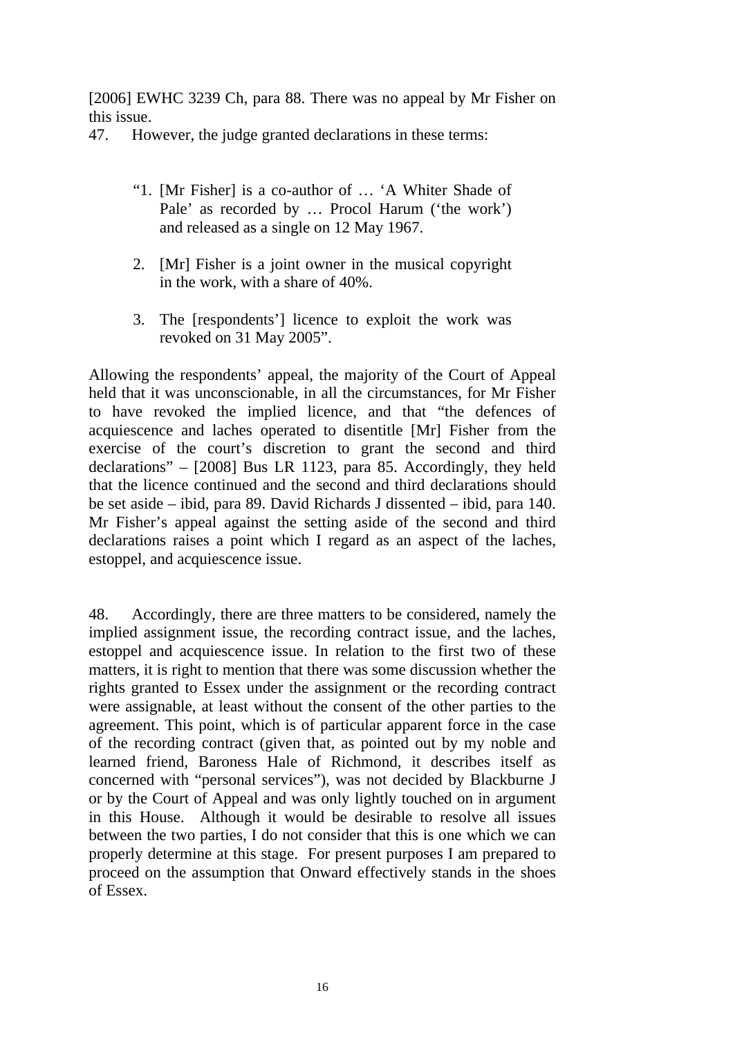[2006] EWHC 3239 Ch, para 88. There was no appeal by Mr Fisher on this issue.

47. However, the judge granted declarations in these terms:

> "1. [Mr Fisher] is a co-author of … 'A Whiter Shade of Pale' as recorded by … Procol Harum ('the work') and released as a single on 12 May 1967.
>
> 2. [Mr] Fisher is a joint owner in the musical copyright in the work, with a share of 40%.
>
> 3. The [respondents'] licence to exploit the work was revoked on 31 May 2005".

Allowing the respondents' appeal, the majority of the Court of Appeal held that it was unconscionable, in all the circumstances, for Mr Fisher to have revoked the implied licence, and that "the defences of acquiescence and laches operated to disentitle [Mr] Fisher from the exercise of the court's discretion to grant the second and third declarations" – [2008] Bus LR 1123, para 85. Accordingly, they held that the licence continued and the second and third declarations should be set aside – ibid, para 89. David Richards J dissented – ibid, para 140. Mr Fisher's appeal against the setting aside of the second and third declarations raises a point which I regard as an aspect of the laches, estoppel, and acquiescence issue.

48. Accordingly, there are three matters to be considered, namely the implied assignment issue, the recording contract issue, and the laches, estoppel and acquiescence issue. In relation to the first two of these matters, it is right to mention that there was some discussion whether the rights granted to Essex under the assignment or the recording contract were assignable, at least without the consent of the other parties to the agreement. This point, which is of particular apparent force in the case of the recording contract (given that, as pointed out by my noble and learned friend, Baroness Hale of Richmond, it describes itself as concerned with "personal services"), was not decided by Blackburne J or by the Court of Appeal and was only lightly touched on in argument in this House. Although it would be desirable to resolve all issues between the two parties, I do not consider that this is one which we can properly determine at this stage. For present purposes I am prepared to proceed on the assumption that Onward effectively stands in the shoes of Essex.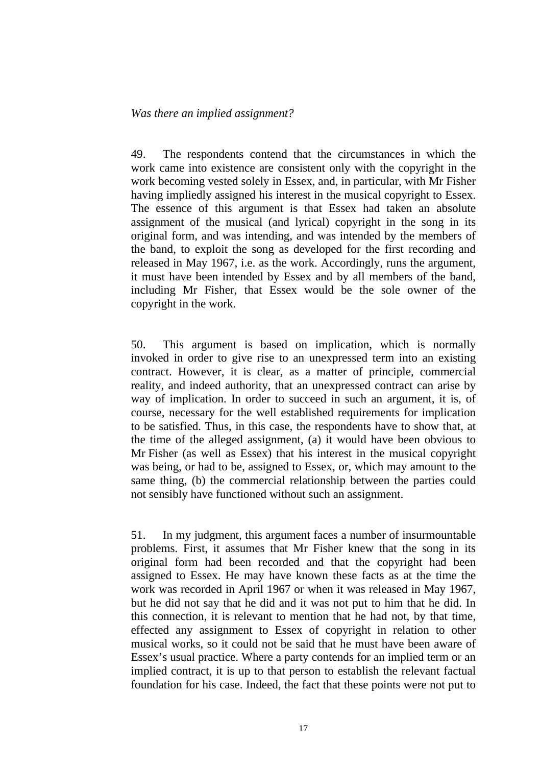*Was there an implied assignment?*

49. The respondents contend that the circumstances in which the work came into existence are consistent only with the copyright in the work becoming vested solely in Essex, and, in particular, with Mr Fisher having impliedly assigned his interest in the musical copyright to Essex. The essence of this argument is that Essex had taken an absolute assignment of the musical (and lyrical) copyright in the song in its original form, and was intending, and was intended by the members of the band, to exploit the song as developed for the first recording and released in May 1967, i.e. as the work. Accordingly, runs the argument, it must have been intended by Essex and by all members of the band, including Mr Fisher, that Essex would be the sole owner of the copyright in the work.

50. This argument is based on implication, which is normally invoked in order to give rise to an unexpressed term into an existing contract. However, it is clear, as a matter of principle, commercial reality, and indeed authority, that an unexpressed contract can arise by way of implication. In order to succeed in such an argument, it is, of course, necessary for the well established requirements for implication to be satisfied. Thus, in this case, the respondents have to show that, at the time of the alleged assignment, (a) it would have been obvious to Mr Fisher (as well as Essex) that his interest in the musical copyright was being, or had to be, assigned to Essex, or, which may amount to the same thing, (b) the commercial relationship between the parties could not sensibly have functioned without such an assignment.

51. In my judgment, this argument faces a number of insurmountable problems. First, it assumes that Mr Fisher knew that the song in its original form had been recorded and that the copyright had been assigned to Essex. He may have known these facts as at the time the work was recorded in April 1967 or when it was released in May 1967, but he did not say that he did and it was not put to him that he did. In this connection, it is relevant to mention that he had not, by that time, effected any assignment to Essex of copyright in relation to other musical works, so it could not be said that he must have been aware of Essex's usual practice. Where a party contends for an implied term or an implied contract, it is up to that person to establish the relevant factual foundation for his case. Indeed, the fact that these points were not put to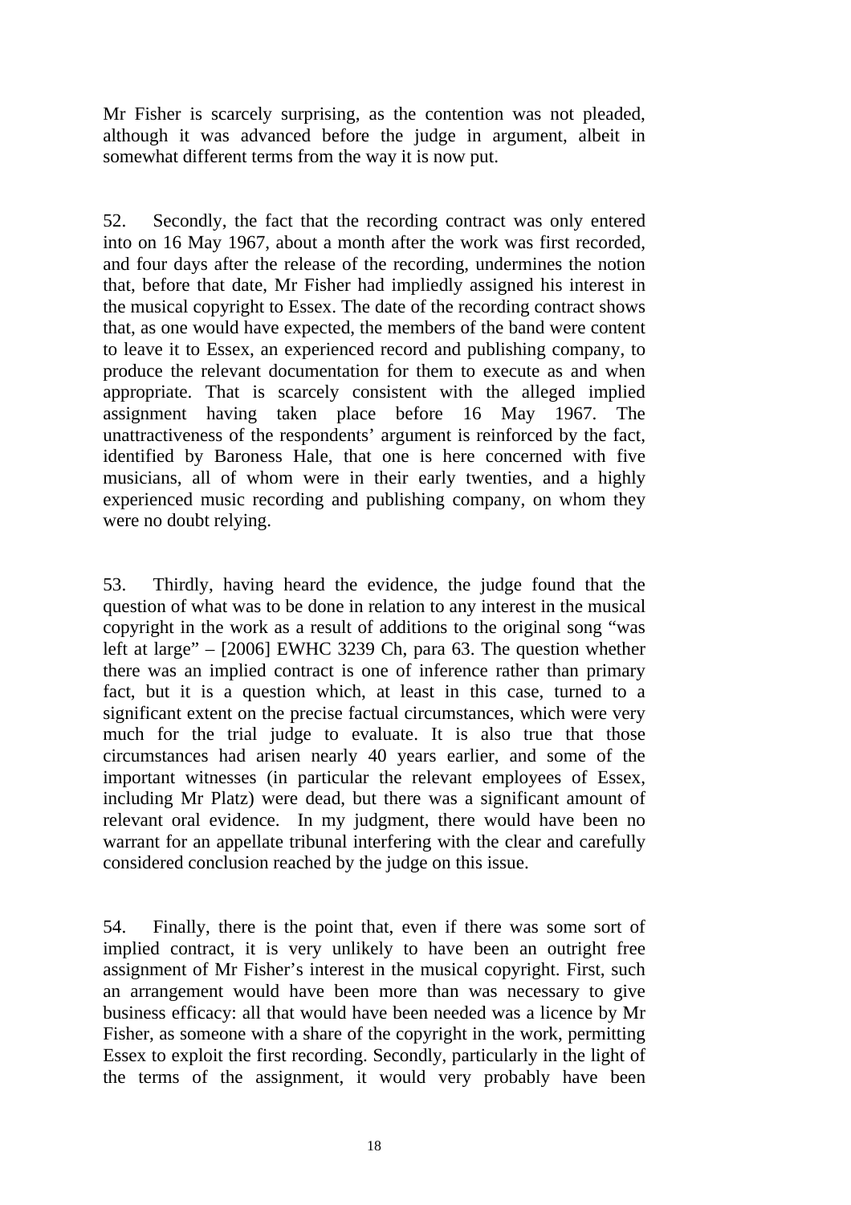Mr Fisher is scarcely surprising, as the contention was not pleaded, although it was advanced before the judge in argument, albeit in somewhat different terms from the way it is now put.

52. Secondly, the fact that the recording contract was only entered into on 16 May 1967, about a month after the work was first recorded, and four days after the release of the recording, undermines the notion that, before that date, Mr Fisher had impliedly assigned his interest in the musical copyright to Essex. The date of the recording contract shows that, as one would have expected, the members of the band were content to leave it to Essex, an experienced record and publishing company, to produce the relevant documentation for them to execute as and when appropriate. That is scarcely consistent with the alleged implied assignment having taken place before 16 May 1967. The unattractiveness of the respondents' argument is reinforced by the fact, identified by Baroness Hale, that one is here concerned with five musicians, all of whom were in their early twenties, and a highly experienced music recording and publishing company, on whom they were no doubt relying.

53. Thirdly, having heard the evidence, the judge found that the question of what was to be done in relation to any interest in the musical copyright in the work as a result of additions to the original song "was left at large" – [2006] EWHC 3239 Ch, para 63. The question whether there was an implied contract is one of inference rather than primary fact, but it is a question which, at least in this case, turned to a significant extent on the precise factual circumstances, which were very much for the trial judge to evaluate. It is also true that those circumstances had arisen nearly 40 years earlier, and some of the important witnesses (in particular the relevant employees of Essex, including Mr Platz) were dead, but there was a significant amount of relevant oral evidence. In my judgment, there would have been no warrant for an appellate tribunal interfering with the clear and carefully considered conclusion reached by the judge on this issue.

54. Finally, there is the point that, even if there was some sort of implied contract, it is very unlikely to have been an outright free assignment of Mr Fisher's interest in the musical copyright. First, such an arrangement would have been more than was necessary to give business efficacy: all that would have been needed was a licence by Mr Fisher, as someone with a share of the copyright in the work, permitting Essex to exploit the first recording. Secondly, particularly in the light of the terms of the assignment, it would very probably have been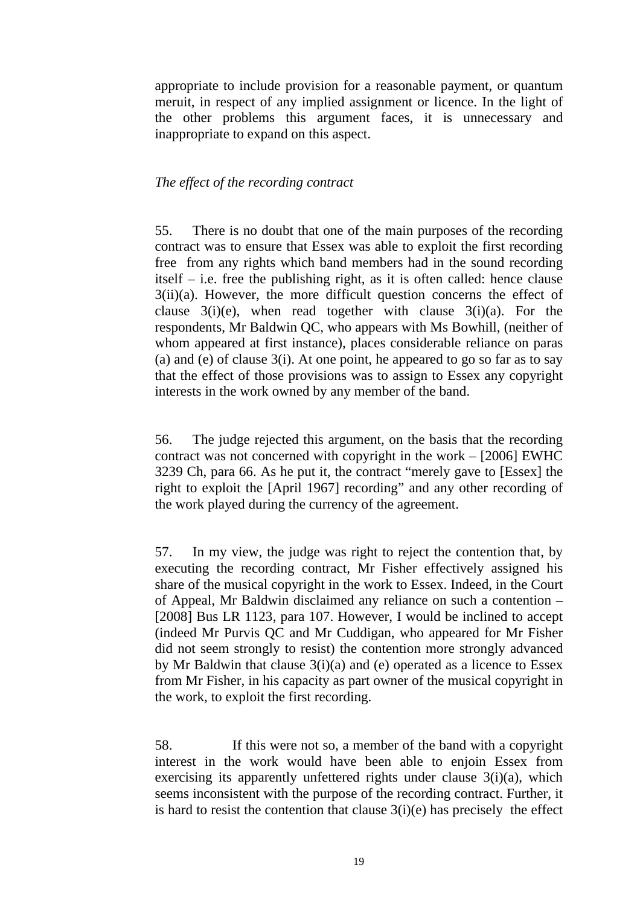appropriate to include provision for a reasonable payment, or quantum meruit, in respect of any implied assignment or licence. In the light of the other problems this argument faces, it is unnecessary and inappropriate to expand on this aspect.

*The effect of the recording contract*

55. There is no doubt that one of the main purposes of the recording contract was to ensure that Essex was able to exploit the first recording free from any rights which band members had in the sound recording itself – i.e. free the publishing right, as it is often called: hence clause 3(ii)(a). However, the more difficult question concerns the effect of clause 3(i)(e), when read together with clause 3(i)(a). For the respondents, Mr Baldwin QC, who appears with Ms Bowhill, (neither of whom appeared at first instance), places considerable reliance on paras (a) and (e) of clause 3(i). At one point, he appeared to go so far as to say that the effect of those provisions was to assign to Essex any copyright interests in the work owned by any member of the band.

56. The judge rejected this argument, on the basis that the recording contract was not concerned with copyright in the work – [2006] EWHC 3239 Ch, para 66. As he put it, the contract "merely gave to [Essex] the right to exploit the [April 1967] recording" and any other recording of the work played during the currency of the agreement.

57. In my view, the judge was right to reject the contention that, by executing the recording contract, Mr Fisher effectively assigned his share of the musical copyright in the work to Essex. Indeed, in the Court of Appeal, Mr Baldwin disclaimed any reliance on such a contention – [2008] Bus LR 1123, para 107. However, I would be inclined to accept (indeed Mr Purvis QC and Mr Cuddigan, who appeared for Mr Fisher did not seem strongly to resist) the contention more strongly advanced by Mr Baldwin that clause 3(i)(a) and (e) operated as a licence to Essex from Mr Fisher, in his capacity as part owner of the musical copyright in the work, to exploit the first recording.

58. If this were not so, a member of the band with a copyright interest in the work would have been able to enjoin Essex from exercising its apparently unfettered rights under clause 3(i)(a), which seems inconsistent with the purpose of the recording contract. Further, it is hard to resist the contention that clause 3(i)(e) has precisely the effect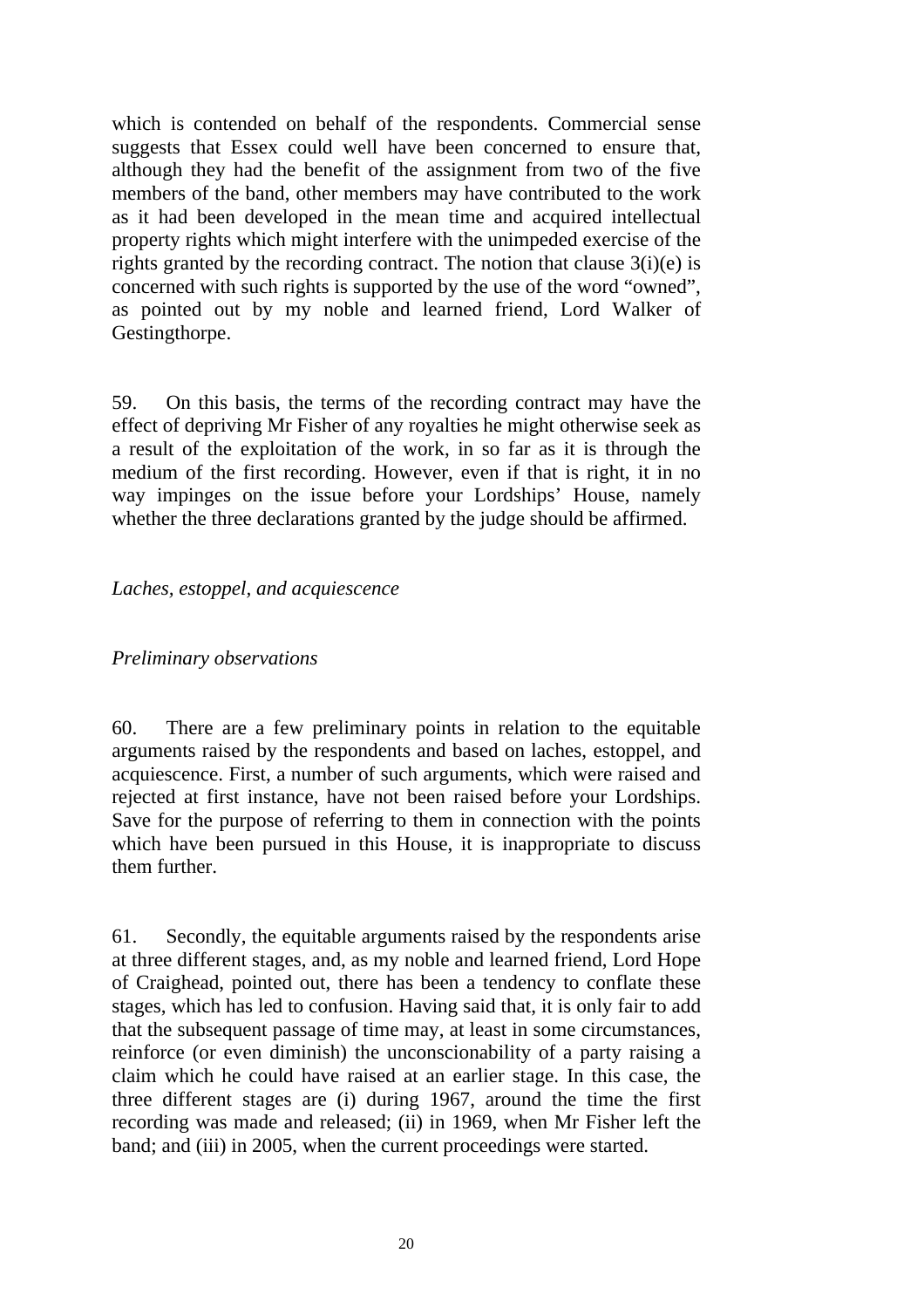which is contended on behalf of the respondents. Commercial sense suggests that Essex could well have been concerned to ensure that, although they had the benefit of the assignment from two of the five members of the band, other members may have contributed to the work as it had been developed in the mean time and acquired intellectual property rights which might interfere with the unimpeded exercise of the rights granted by the recording contract. The notion that clause 3(i)(e) is concerned with such rights is supported by the use of the word "owned", as pointed out by my noble and learned friend, Lord Walker of Gestingthorpe.

59. On this basis, the terms of the recording contract may have the effect of depriving Mr Fisher of any royalties he might otherwise seek as a result of the exploitation of the work, in so far as it is through the medium of the first recording. However, even if that is right, it in no way impinges on the issue before your Lordships' House, namely whether the three declarations granted by the judge should be affirmed.

*Laches, estoppel, and acquiescence*

*Preliminary observations*

60. There are a few preliminary points in relation to the equitable arguments raised by the respondents and based on laches, estoppel, and acquiescence. First, a number of such arguments, which were raised and rejected at first instance, have not been raised before your Lordships. Save for the purpose of referring to them in connection with the points which have been pursued in this House, it is inappropriate to discuss them further.

61. Secondly, the equitable arguments raised by the respondents arise at three different stages, and, as my noble and learned friend, Lord Hope of Craighead, pointed out, there has been a tendency to conflate these stages, which has led to confusion. Having said that, it is only fair to add that the subsequent passage of time may, at least in some circumstances, reinforce (or even diminish) the unconscionability of a party raising a claim which he could have raised at an earlier stage. In this case, the three different stages are (i) during 1967, around the time the first recording was made and released; (ii) in 1969, when Mr Fisher left the band; and (iii) in 2005, when the current proceedings were started.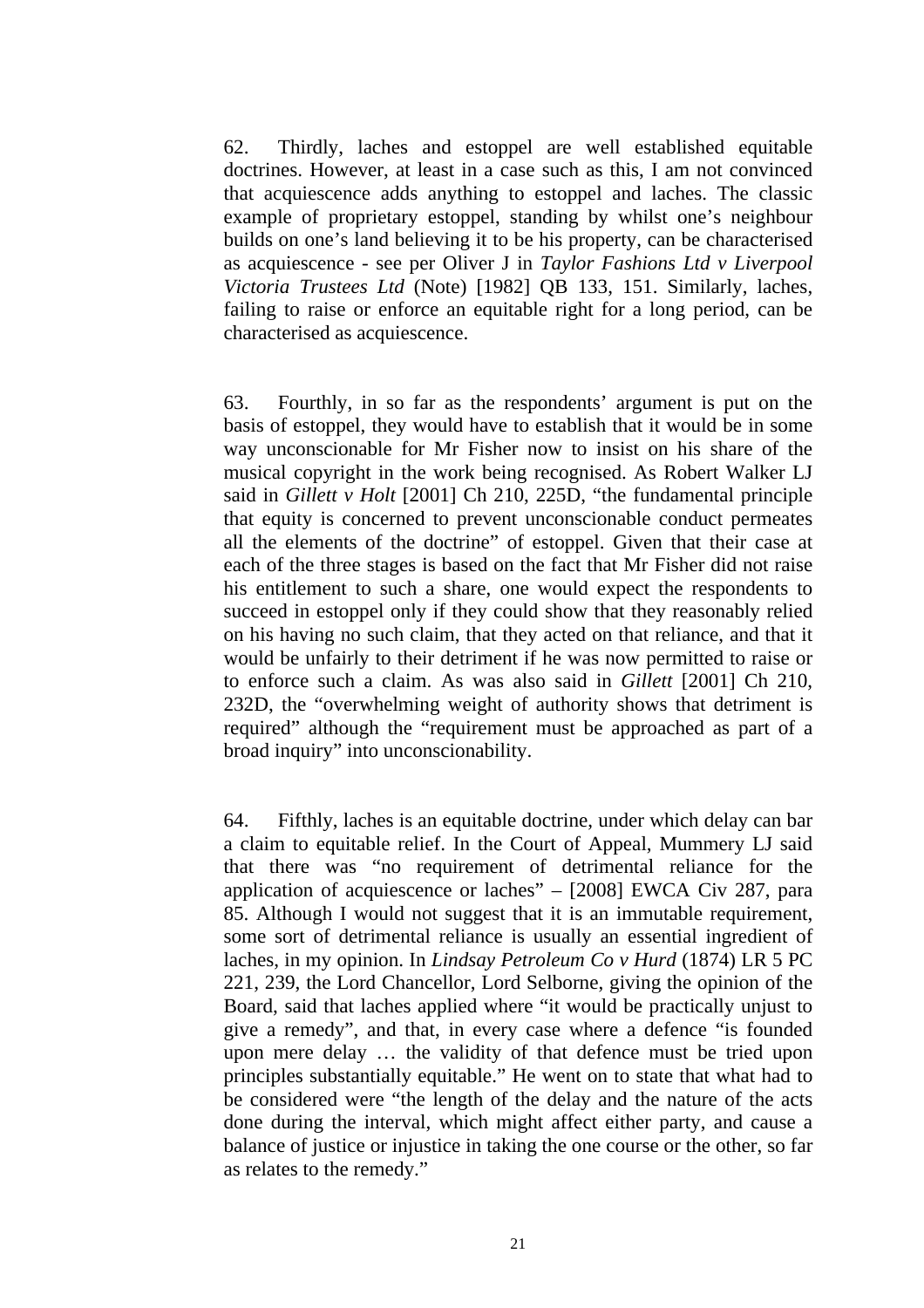62. Thirdly, laches and estoppel are well established equitable doctrines. However, at least in a case such as this, I am not convinced that acquiescence adds anything to estoppel and laches. The classic example of proprietary estoppel, standing by whilst one's neighbour builds on one's land believing it to be his property, can be characterised as acquiescence - see per Oliver J in *Taylor Fashions Ltd v Liverpool Victoria Trustees Ltd* (Note) [1982] QB 133, 151. Similarly, laches, failing to raise or enforce an equitable right for a long period, can be characterised as acquiescence.

63. Fourthly, in so far as the respondents' argument is put on the basis of estoppel, they would have to establish that it would be in some way unconscionable for Mr Fisher now to insist on his share of the musical copyright in the work being recognised. As Robert Walker LJ said in *Gillett v Holt* [2001] Ch 210, 225D, "the fundamental principle that equity is concerned to prevent unconscionable conduct permeates all the elements of the doctrine" of estoppel. Given that their case at each of the three stages is based on the fact that Mr Fisher did not raise his entitlement to such a share, one would expect the respondents to succeed in estoppel only if they could show that they reasonably relied on his having no such claim, that they acted on that reliance, and that it would be unfairly to their detriment if he was now permitted to raise or to enforce such a claim. As was also said in *Gillett* [2001] Ch 210, 232D, the "overwhelming weight of authority shows that detriment is required" although the "requirement must be approached as part of a broad inquiry" into unconscionability.

64. Fifthly, laches is an equitable doctrine, under which delay can bar a claim to equitable relief. In the Court of Appeal, Mummery LJ said that there was "no requirement of detrimental reliance for the application of acquiescence or laches" – [2008] EWCA Civ 287, para 85. Although I would not suggest that it is an immutable requirement, some sort of detrimental reliance is usually an essential ingredient of laches, in my opinion. In *Lindsay Petroleum Co v Hurd* (1874) LR 5 PC 221, 239, the Lord Chancellor, Lord Selborne, giving the opinion of the Board, said that laches applied where "it would be practically unjust to give a remedy", and that, in every case where a defence "is founded upon mere delay … the validity of that defence must be tried upon principles substantially equitable." He went on to state that what had to be considered were "the length of the delay and the nature of the acts done during the interval, which might affect either party, and cause a balance of justice or injustice in taking the one course or the other, so far as relates to the remedy."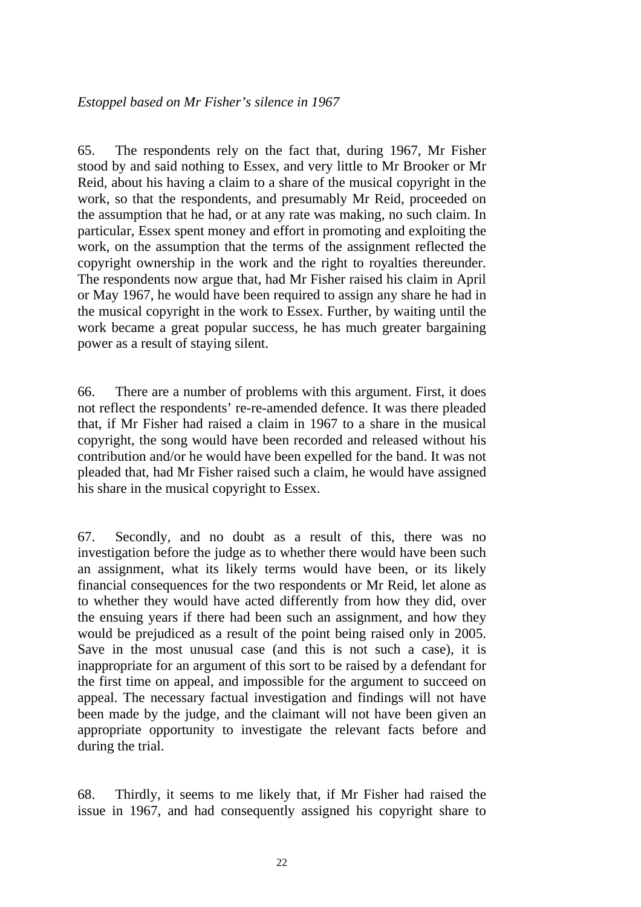*Estoppel based on Mr Fisher's silence in 1967*

65. The respondents rely on the fact that, during 1967, Mr Fisher stood by and said nothing to Essex, and very little to Mr Brooker or Mr Reid, about his having a claim to a share of the musical copyright in the work, so that the respondents, and presumably Mr Reid, proceeded on the assumption that he had, or at any rate was making, no such claim. In particular, Essex spent money and effort in promoting and exploiting the work, on the assumption that the terms of the assignment reflected the copyright ownership in the work and the right to royalties thereunder. The respondents now argue that, had Mr Fisher raised his claim in April or May 1967, he would have been required to assign any share he had in the musical copyright in the work to Essex. Further, by waiting until the work became a great popular success, he has much greater bargaining power as a result of staying silent.

66. There are a number of problems with this argument. First, it does not reflect the respondents' re-re-amended defence. It was there pleaded that, if Mr Fisher had raised a claim in 1967 to a share in the musical copyright, the song would have been recorded and released without his contribution and/or he would have been expelled for the band. It was not pleaded that, had Mr Fisher raised such a claim, he would have assigned his share in the musical copyright to Essex.

67. Secondly, and no doubt as a result of this, there was no investigation before the judge as to whether there would have been such an assignment, what its likely terms would have been, or its likely financial consequences for the two respondents or Mr Reid, let alone as to whether they would have acted differently from how they did, over the ensuing years if there had been such an assignment, and how they would be prejudiced as a result of the point being raised only in 2005. Save in the most unusual case (and this is not such a case), it is inappropriate for an argument of this sort to be raised by a defendant for the first time on appeal, and impossible for the argument to succeed on appeal. The necessary factual investigation and findings will not have been made by the judge, and the claimant will not have been given an appropriate opportunity to investigate the relevant facts before and during the trial.

68. Thirdly, it seems to me likely that, if Mr Fisher had raised the issue in 1967, and had consequently assigned his copyright share to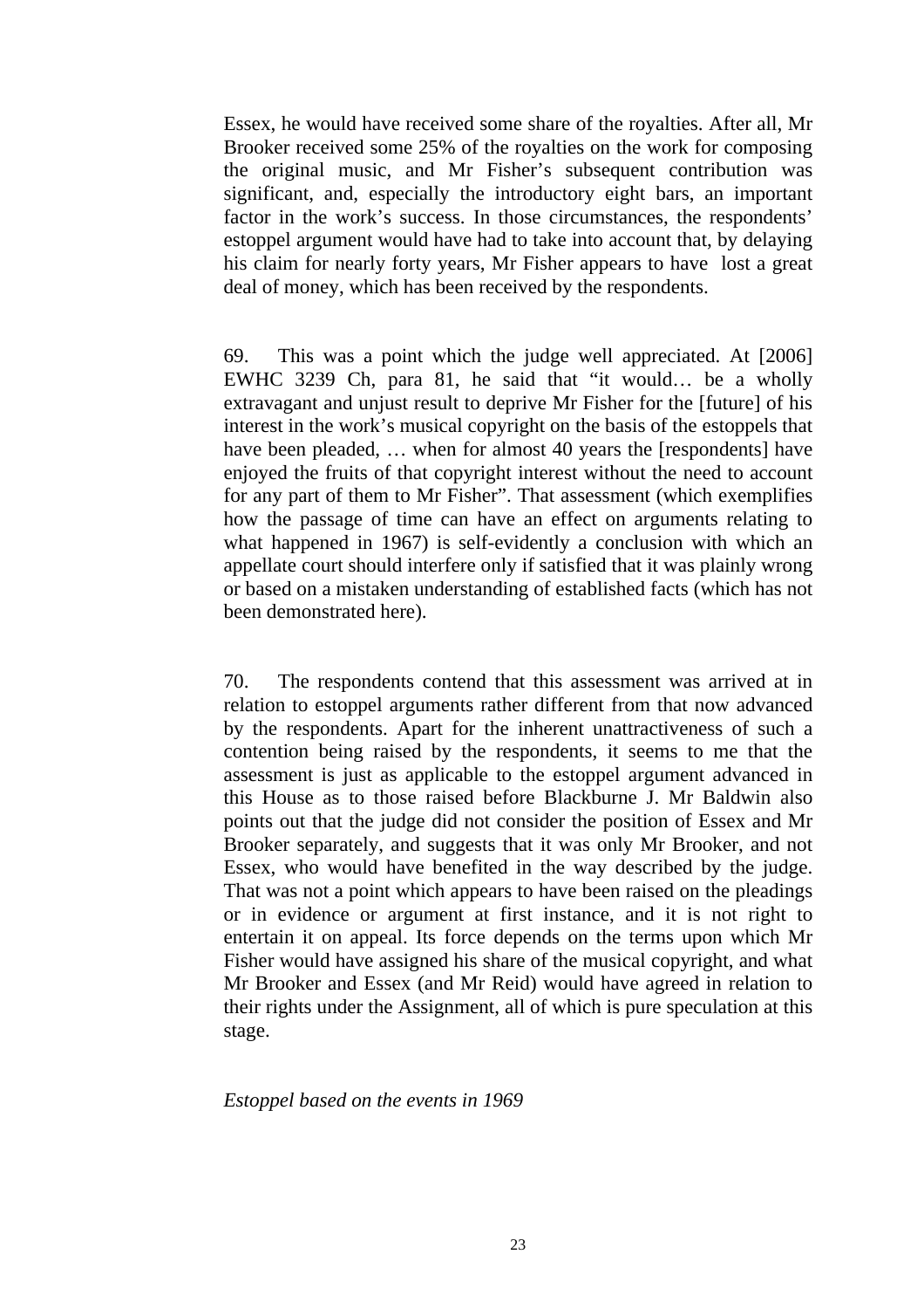Essex, he would have received some share of the royalties. After all, Mr Brooker received some 25% of the royalties on the work for composing the original music, and Mr Fisher's subsequent contribution was significant, and, especially the introductory eight bars, an important factor in the work's success. In those circumstances, the respondents' estoppel argument would have had to take into account that, by delaying his claim for nearly forty years, Mr Fisher appears to have lost a great deal of money, which has been received by the respondents.

69. This was a point which the judge well appreciated. At [2006] EWHC 3239 Ch, para 81, he said that "it would… be a wholly extravagant and unjust result to deprive Mr Fisher for the [future] of his interest in the work's musical copyright on the basis of the estoppels that have been pleaded, … when for almost 40 years the [respondents] have enjoyed the fruits of that copyright interest without the need to account for any part of them to Mr Fisher". That assessment (which exemplifies how the passage of time can have an effect on arguments relating to what happened in 1967) is self-evidently a conclusion with which an appellate court should interfere only if satisfied that it was plainly wrong or based on a mistaken understanding of established facts (which has not been demonstrated here).

70. The respondents contend that this assessment was arrived at in relation to estoppel arguments rather different from that now advanced by the respondents. Apart for the inherent unattractiveness of such a contention being raised by the respondents, it seems to me that the assessment is just as applicable to the estoppel argument advanced in this House as to those raised before Blackburne J. Mr Baldwin also points out that the judge did not consider the position of Essex and Mr Brooker separately, and suggests that it was only Mr Brooker, and not Essex, who would have benefited in the way described by the judge. That was not a point which appears to have been raised on the pleadings or in evidence or argument at first instance, and it is not right to entertain it on appeal. Its force depends on the terms upon which Mr Fisher would have assigned his share of the musical copyright, and what Mr Brooker and Essex (and Mr Reid) would have agreed in relation to their rights under the Assignment, all of which is pure speculation at this stage.

*Estoppel based on the events in 1969*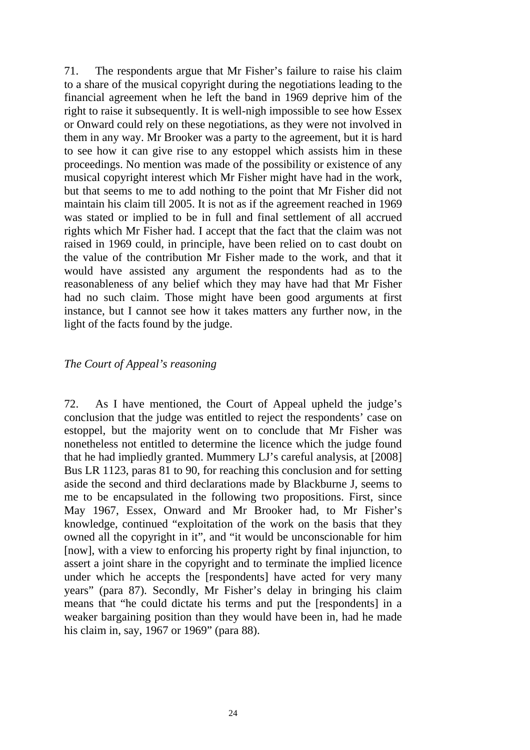71. The respondents argue that Mr Fisher's failure to raise his claim to a share of the musical copyright during the negotiations leading to the financial agreement when he left the band in 1969 deprive him of the right to raise it subsequently. It is well-nigh impossible to see how Essex or Onward could rely on these negotiations, as they were not involved in them in any way. Mr Brooker was a party to the agreement, but it is hard to see how it can give rise to any estoppel which assists him in these proceedings. No mention was made of the possibility or existence of any musical copyright interest which Mr Fisher might have had in the work, but that seems to me to add nothing to the point that Mr Fisher did not maintain his claim till 2005. It is not as if the agreement reached in 1969 was stated or implied to be in full and final settlement of all accrued rights which Mr Fisher had. I accept that the fact that the claim was not raised in 1969 could, in principle, have been relied on to cast doubt on the value of the contribution Mr Fisher made to the work, and that it would have assisted any argument the respondents had as to the reasonableness of any belief which they may have had that Mr Fisher had no such claim. Those might have been good arguments at first instance, but I cannot see how it takes matters any further now, in the light of the facts found by the judge.

*The Court of Appeal's reasoning*

72. As I have mentioned, the Court of Appeal upheld the judge's conclusion that the judge was entitled to reject the respondents' case on estoppel, but the majority went on to conclude that Mr Fisher was nonetheless not entitled to determine the licence which the judge found that he had impliedly granted. Mummery LJ's careful analysis, at [2008] Bus LR 1123, paras 81 to 90, for reaching this conclusion and for setting aside the second and third declarations made by Blackburne J, seems to me to be encapsulated in the following two propositions. First, since May 1967, Essex, Onward and Mr Brooker had, to Mr Fisher's knowledge, continued "exploitation of the work on the basis that they owned all the copyright in it", and "it would be unconscionable for him [now], with a view to enforcing his property right by final injunction, to assert a joint share in the copyright and to terminate the implied licence under which he accepts the [respondents] have acted for very many years" (para 87). Secondly, Mr Fisher's delay in bringing his claim means that "he could dictate his terms and put the [respondents] in a weaker bargaining position than they would have been in, had he made his claim in, say, 1967 or 1969" (para 88).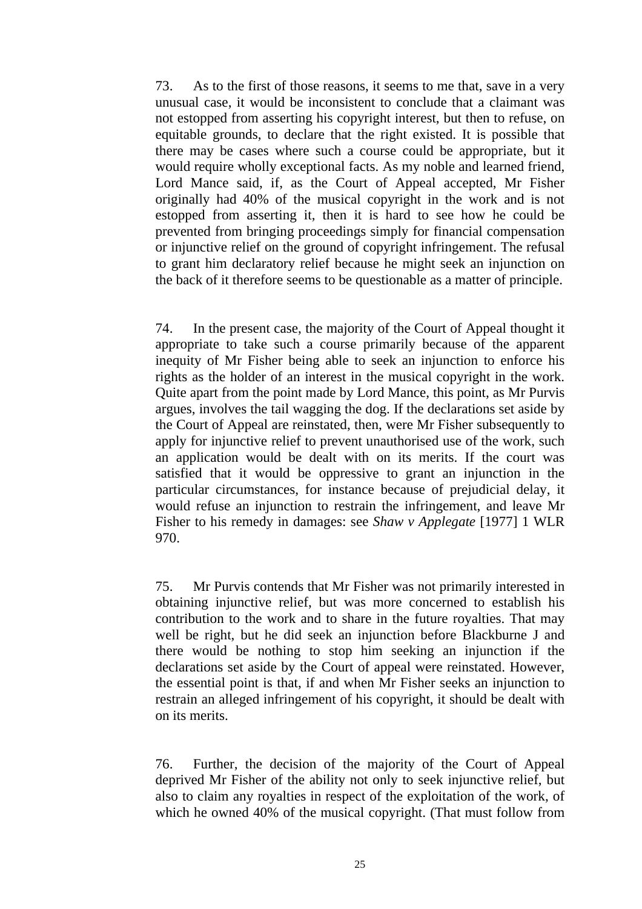73. As to the first of those reasons, it seems to me that, save in a very unusual case, it would be inconsistent to conclude that a claimant was not estopped from asserting his copyright interest, but then to refuse, on equitable grounds, to declare that the right existed. It is possible that there may be cases where such a course could be appropriate, but it would require wholly exceptional facts. As my noble and learned friend, Lord Mance said, if, as the Court of Appeal accepted, Mr Fisher originally had 40% of the musical copyright in the work and is not estopped from asserting it, then it is hard to see how he could be prevented from bringing proceedings simply for financial compensation or injunctive relief on the ground of copyright infringement. The refusal to grant him declaratory relief because he might seek an injunction on the back of it therefore seems to be questionable as a matter of principle.

74. In the present case, the majority of the Court of Appeal thought it appropriate to take such a course primarily because of the apparent inequity of Mr Fisher being able to seek an injunction to enforce his rights as the holder of an interest in the musical copyright in the work. Quite apart from the point made by Lord Mance, this point, as Mr Purvis argues, involves the tail wagging the dog. If the declarations set aside by the Court of Appeal are reinstated, then, were Mr Fisher subsequently to apply for injunctive relief to prevent unauthorised use of the work, such an application would be dealt with on its merits. If the court was satisfied that it would be oppressive to grant an injunction in the particular circumstances, for instance because of prejudicial delay, it would refuse an injunction to restrain the infringement, and leave Mr Fisher to his remedy in damages: see *Shaw v Applegate* [1977] 1 WLR 970.

75. Mr Purvis contends that Mr Fisher was not primarily interested in obtaining injunctive relief, but was more concerned to establish his contribution to the work and to share in the future royalties. That may well be right, but he did seek an injunction before Blackburne J and there would be nothing to stop him seeking an injunction if the declarations set aside by the Court of appeal were reinstated. However, the essential point is that, if and when Mr Fisher seeks an injunction to restrain an alleged infringement of his copyright, it should be dealt with on its merits.

76. Further, the decision of the majority of the Court of Appeal deprived Mr Fisher of the ability not only to seek injunctive relief, but also to claim any royalties in respect of the exploitation of the work, of which he owned 40% of the musical copyright. (That must follow from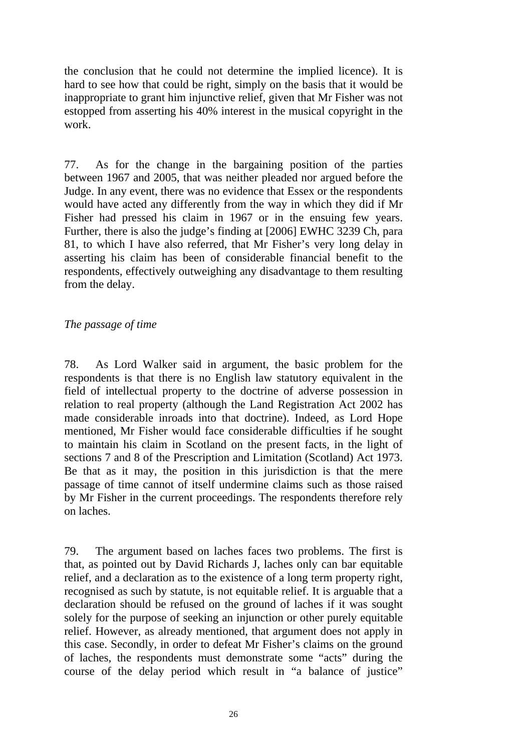the conclusion that he could not determine the implied licence). It is hard to see how that could be right, simply on the basis that it would be inappropriate to grant him injunctive relief, given that Mr Fisher was not estopped from asserting his 40% interest in the musical copyright in the work.

77. As for the change in the bargaining position of the parties between 1967 and 2005, that was neither pleaded nor argued before the Judge. In any event, there was no evidence that Essex or the respondents would have acted any differently from the way in which they did if Mr Fisher had pressed his claim in 1967 or in the ensuing few years. Further, there is also the judge's finding at [2006] EWHC 3239 Ch, para 81, to which I have also referred, that Mr Fisher's very long delay in asserting his claim has been of considerable financial benefit to the respondents, effectively outweighing any disadvantage to them resulting from the delay.

*The passage of time*

78. As Lord Walker said in argument, the basic problem for the respondents is that there is no English law statutory equivalent in the field of intellectual property to the doctrine of adverse possession in relation to real property (although the Land Registration Act 2002 has made considerable inroads into that doctrine). Indeed, as Lord Hope mentioned, Mr Fisher would face considerable difficulties if he sought to maintain his claim in Scotland on the present facts, in the light of sections 7 and 8 of the Prescription and Limitation (Scotland) Act 1973. Be that as it may, the position in this jurisdiction is that the mere passage of time cannot of itself undermine claims such as those raised by Mr Fisher in the current proceedings. The respondents therefore rely on laches.

79. The argument based on laches faces two problems. The first is that, as pointed out by David Richards J, laches only can bar equitable relief, and a declaration as to the existence of a long term property right, recognised as such by statute, is not equitable relief. It is arguable that a declaration should be refused on the ground of laches if it was sought solely for the purpose of seeking an injunction or other purely equitable relief. However, as already mentioned, that argument does not apply in this case. Secondly, in order to defeat Mr Fisher's claims on the ground of laches, the respondents must demonstrate some "acts" during the course of the delay period which result in "a balance of justice"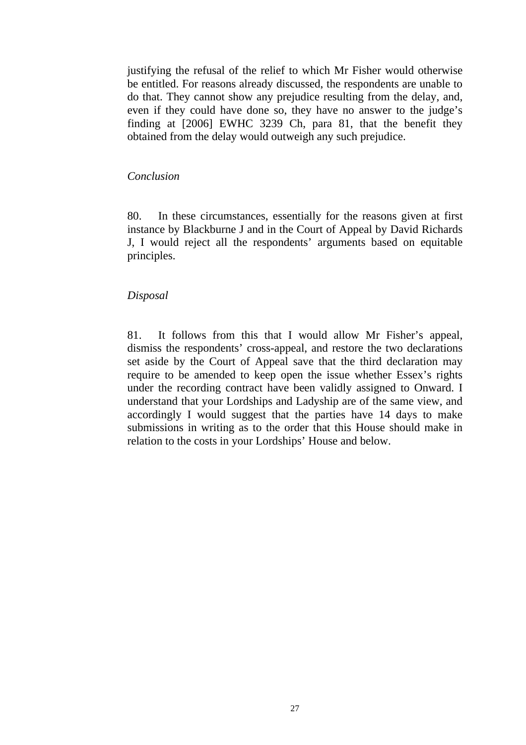justifying the refusal of the relief to which Mr Fisher would otherwise be entitled. For reasons already discussed, the respondents are unable to do that. They cannot show any prejudice resulting from the delay, and, even if they could have done so, they have no answer to the judge's finding at [2006] EWHC 3239 Ch, para 81, that the benefit they obtained from the delay would outweigh any such prejudice.

*Conclusion*

80. In these circumstances, essentially for the reasons given at first instance by Blackburne J and in the Court of Appeal by David Richards J, I would reject all the respondents' arguments based on equitable principles.

*Disposal*

81. It follows from this that I would allow Mr Fisher's appeal, dismiss the respondents' cross-appeal, and restore the two declarations set aside by the Court of Appeal save that the third declaration may require to be amended to keep open the issue whether Essex's rights under the recording contract have been validly assigned to Onward. I understand that your Lordships and Ladyship are of the same view, and accordingly I would suggest that the parties have 14 days to make submissions in writing as to the order that this House should make in relation to the costs in your Lordships' House and below.